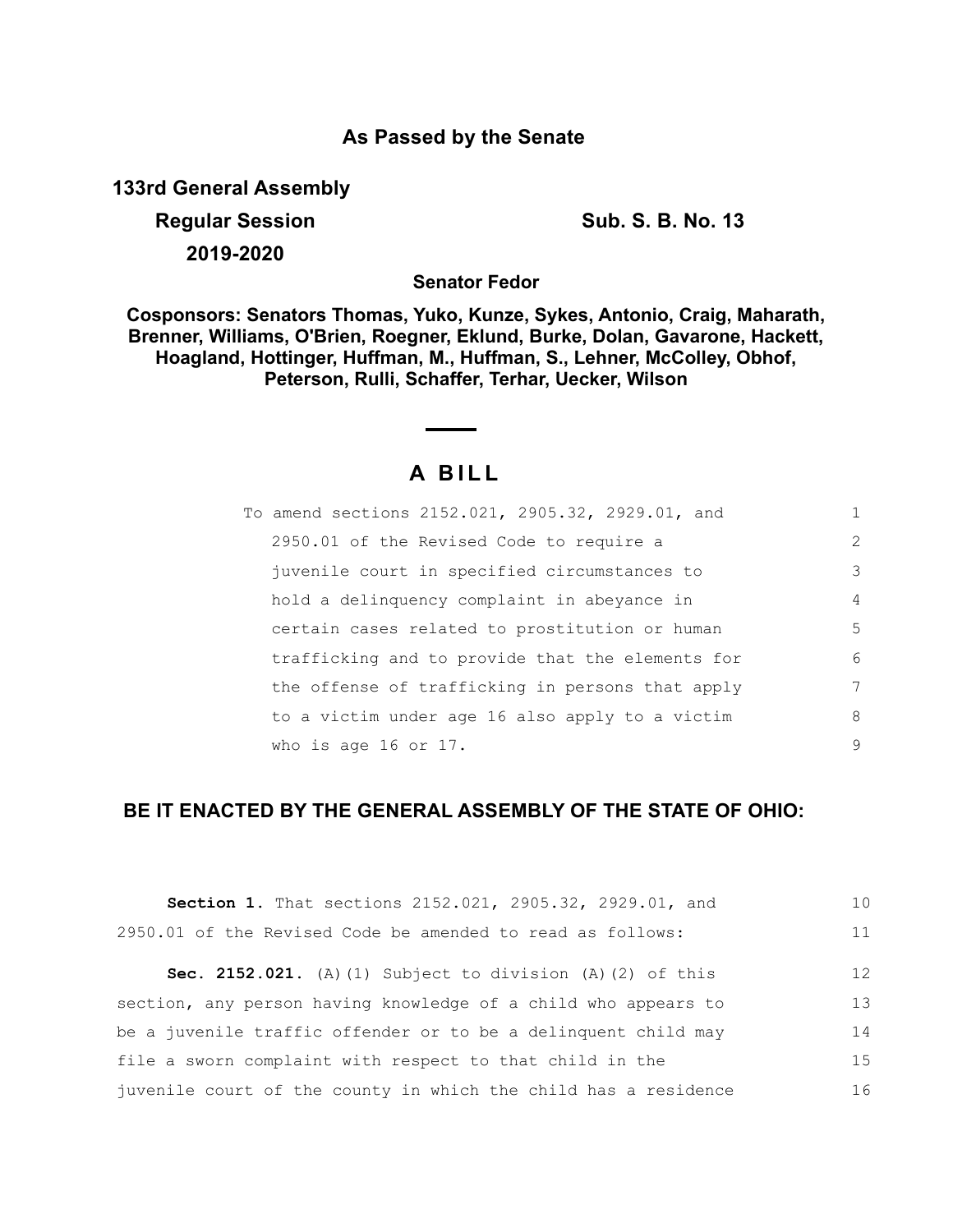## As Passed by the Senate

**133rd General Assembly**

**Regular Session** **Sub. S. B. No. 13**

**2019-2020**

**Senator Fedor**

**Cosponsors: Senators Thomas, Yuko, Kunze, Sykes, Antonio, Craig, Maharath, Brenner, Williams, O'Brien, Roegner, Eklund, Burke, Dolan, Gavarone, Hackett, Hoagland, Hottinger, Huffman, M., Huffman, S., Lehner, McColley, Obhof, Peterson, Rulli, Schaffer, Terhar, Uecker, Wilson**

# A BILL

To amend sections 2152.021, 2905.32, 2929.01, and 2950.01 of the Revised Code to require a juvenile court in specified circumstances to hold a delinquency complaint in abeyance in certain cases related to prostitution or human trafficking and to provide that the elements for the offense of trafficking in persons that apply to a victim under age 16 also apply to a victim who is age 16 or 17.

**BE IT ENACTED BY THE GENERAL ASSEMBLY OF THE STATE OF OHIO:**

**Section 1.** That sections 2152.021, 2905.32, 2929.01, and 2950.01 of the Revised Code be amended to read as follows:

**Sec. 2152.021.** (A)(1) Subject to division (A)(2) of this section, any person having knowledge of a child who appears to be a juvenile traffic offender or to be a delinquent child may file a sworn complaint with respect to that child in the juvenile court of the county in which the child has a residence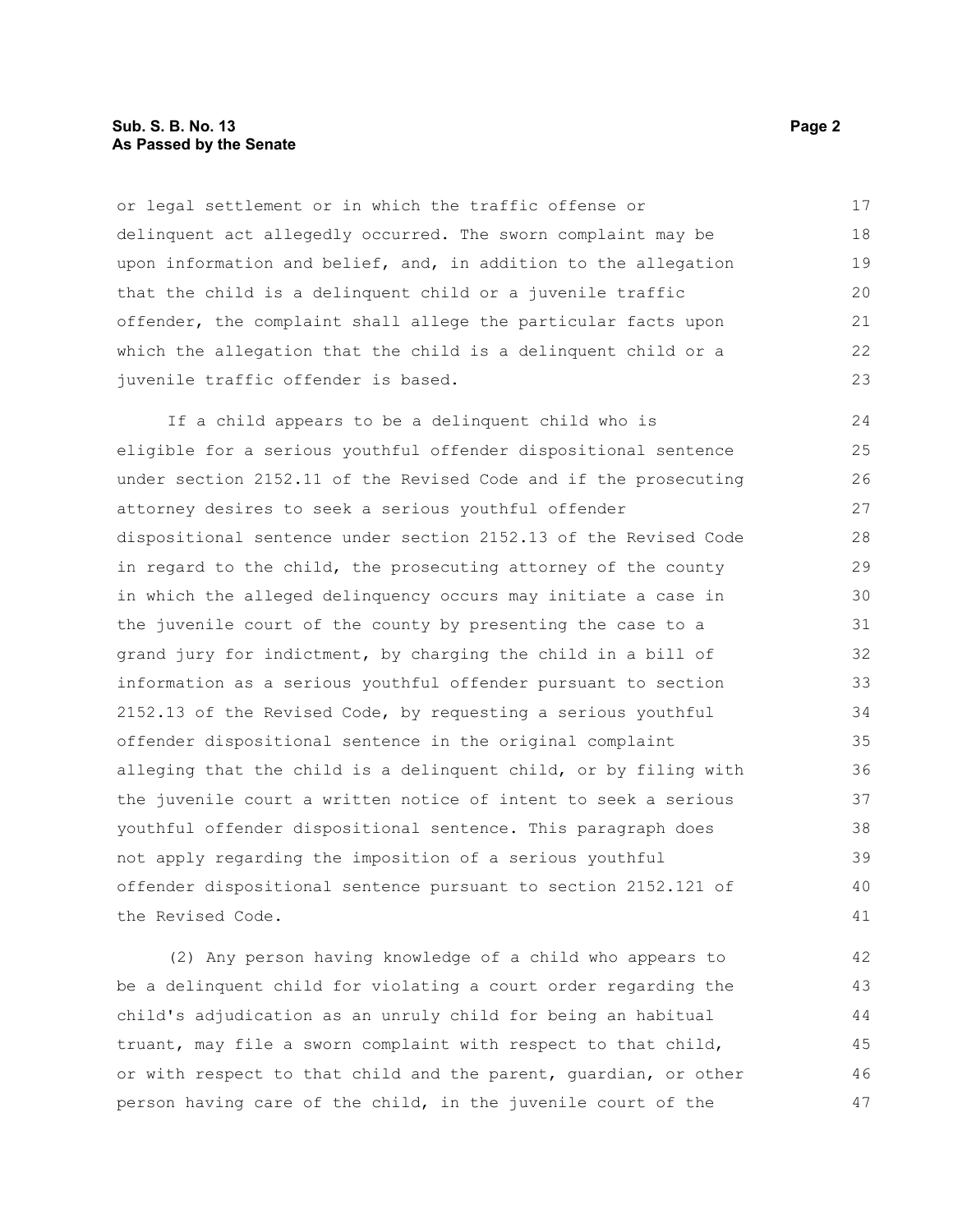or legal settlement or in which the traffic offense or delinquent act allegedly occurred. The sworn complaint may be upon information and belief, and, in addition to the allegation that the child is a delinquent child or a juvenile traffic offender, the complaint shall allege the particular facts upon which the allegation that the child is a delinquent child or a juvenile traffic offender is based.

If a child appears to be a delinquent child who is eligible for a serious youthful offender dispositional sentence under section 2152.11 of the Revised Code and if the prosecuting attorney desires to seek a serious youthful offender dispositional sentence under section 2152.13 of the Revised Code in regard to the child, the prosecuting attorney of the county in which the alleged delinquency occurs may initiate a case in the juvenile court of the county by presenting the case to a grand jury for indictment, by charging the child in a bill of information as a serious youthful offender pursuant to section 2152.13 of the Revised Code, by requesting a serious youthful offender dispositional sentence in the original complaint alleging that the child is a delinquent child, or by filing with the juvenile court a written notice of intent to seek a serious youthful offender dispositional sentence. This paragraph does not apply regarding the imposition of a serious youthful offender dispositional sentence pursuant to section 2152.121 of the Revised Code.

(2) Any person having knowledge of a child who appears to be a delinquent child for violating a court order regarding the child's adjudication as an unruly child for being an habitual truant, may file a sworn complaint with respect to that child, or with respect to that child and the parent, guardian, or other person having care of the child, in the juvenile court of the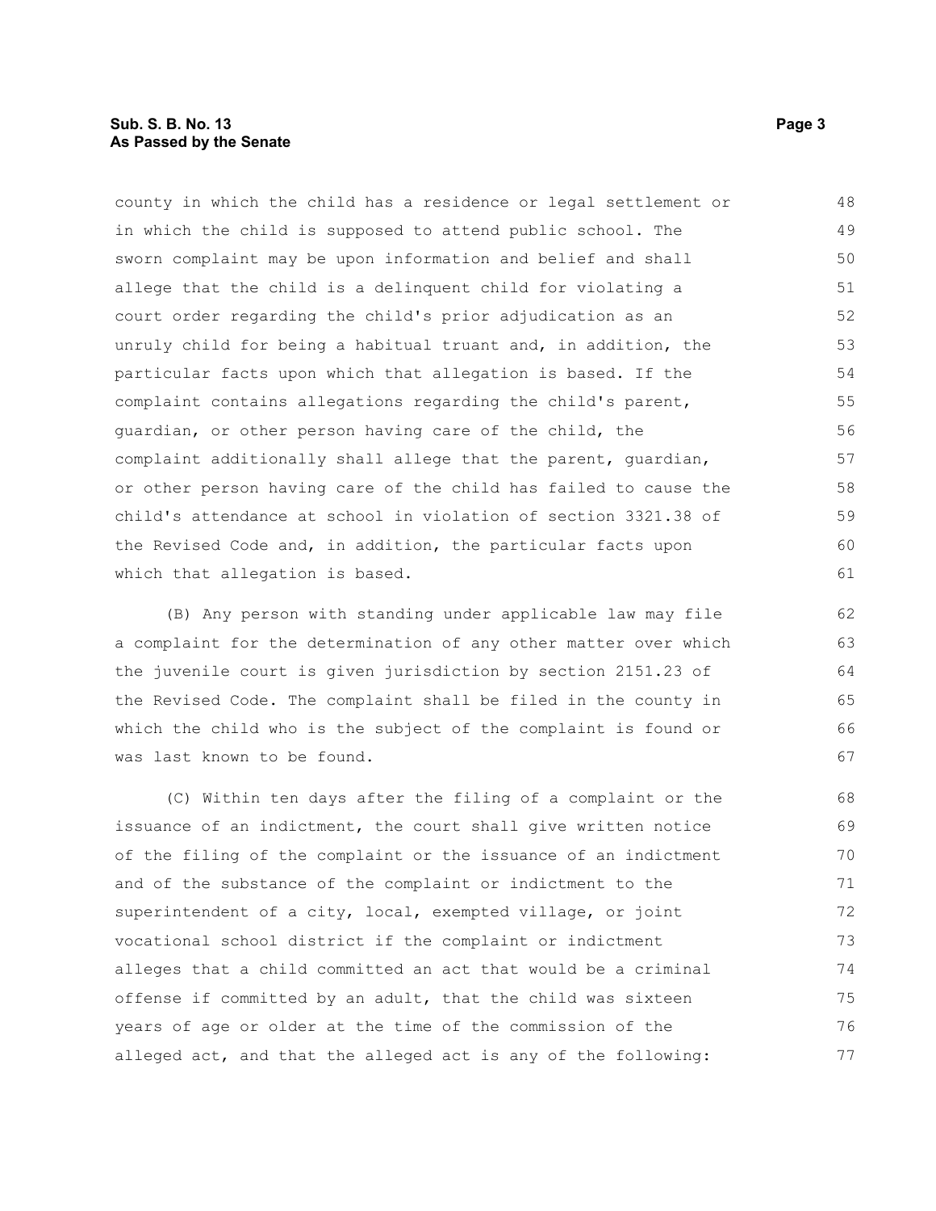county in which the child has a residence or legal settlement or in which the child is supposed to attend public school. The sworn complaint may be upon information and belief and shall allege that the child is a delinquent child for violating a court order regarding the child's prior adjudication as an unruly child for being a habitual truant and, in addition, the particular facts upon which that allegation is based. If the complaint contains allegations regarding the child's parent, guardian, or other person having care of the child, the complaint additionally shall allege that the parent, guardian, or other person having care of the child has failed to cause the child's attendance at school in violation of section 3321.38 of the Revised Code and, in addition, the particular facts upon which that allegation is based.

(B) Any person with standing under applicable law may file a complaint for the determination of any other matter over which the juvenile court is given jurisdiction by section 2151.23 of the Revised Code. The complaint shall be filed in the county in which the child who is the subject of the complaint is found or was last known to be found.

(C) Within ten days after the filing of a complaint or the issuance of an indictment, the court shall give written notice of the filing of the complaint or the issuance of an indictment and of the substance of the complaint or indictment to the superintendent of a city, local, exempted village, or joint vocational school district if the complaint or indictment alleges that a child committed an act that would be a criminal offense if committed by an adult, that the child was sixteen years of age or older at the time of the commission of the alleged act, and that the alleged act is any of the following: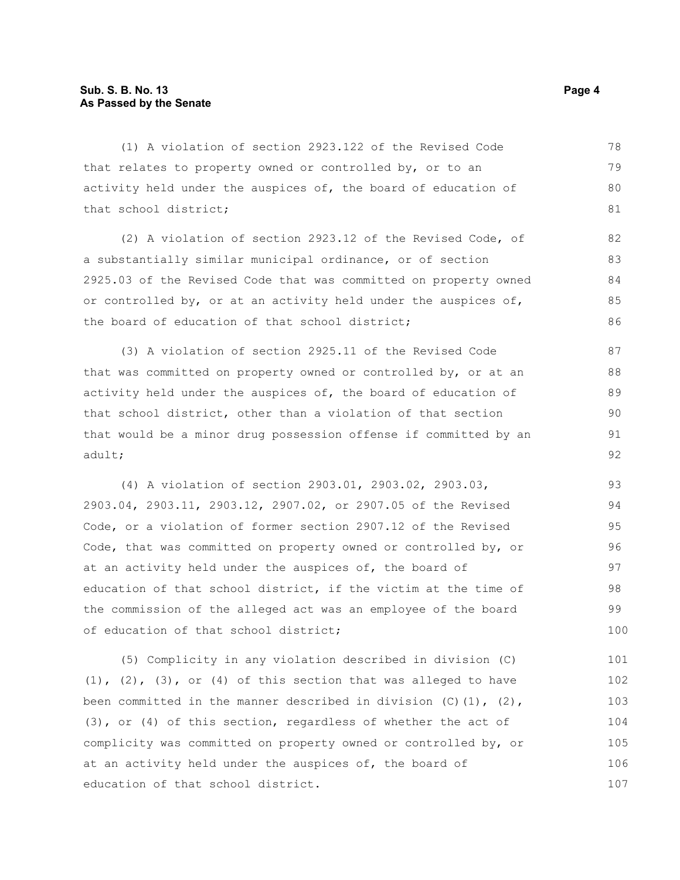(1) A violation of section 2923.122 of the Revised Code that relates to property owned or controlled by, or to an activity held under the auspices of, the board of education of that school district;

(2) A violation of section 2923.12 of the Revised Code, of a substantially similar municipal ordinance, or of section 2925.03 of the Revised Code that was committed on property owned or controlled by, or at an activity held under the auspices of, the board of education of that school district;

(3) A violation of section 2925.11 of the Revised Code that was committed on property owned or controlled by, or at an activity held under the auspices of, the board of education of that school district, other than a violation of that section that would be a minor drug possession offense if committed by an adult;

(4) A violation of section 2903.01, 2903.02, 2903.03, 2903.04, 2903.11, 2903.12, 2907.02, or 2907.05 of the Revised Code, or a violation of former section 2907.12 of the Revised Code, that was committed on property owned or controlled by, or at an activity held under the auspices of, the board of education of that school district, if the victim at the time of the commission of the alleged act was an employee of the board of education of that school district;

(5) Complicity in any violation described in division (C)(1), (2), (3), or (4) of this section that was alleged to have been committed in the manner described in division (C)(1), (2), (3), or (4) of this section, regardless of whether the act of complicity was committed on property owned or controlled by, or at an activity held under the auspices of, the board of education of that school district.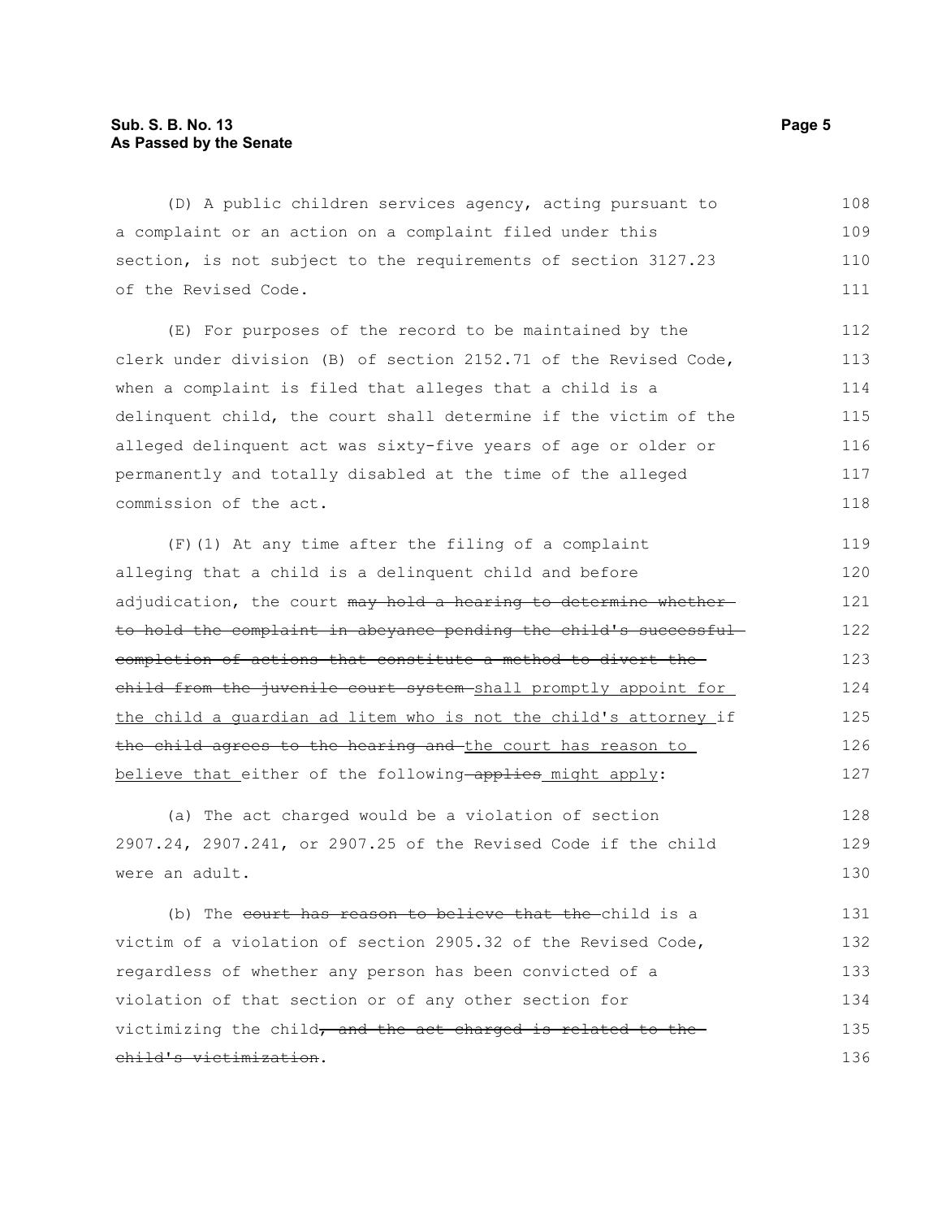(D) A public children services agency, acting pursuant to a complaint or an action on a complaint filed under this section, is not subject to the requirements of section 3127.23 of the Revised Code.

(E) For purposes of the record to be maintained by the clerk under division (B) of section 2152.71 of the Revised Code, when a complaint is filed that alleges that a child is a delinquent child, the court shall determine if the victim of the alleged delinquent act was sixty-five years of age or older or permanently and totally disabled at the time of the alleged commission of the act.

(F)(1) At any time after the filing of a complaint alleging that a child is a delinquent child and before adjudication, the court ~~may hold a hearing to determine whether to hold the complaint in abeyance pending the child's successful completion of actions that constitute a method to divert the child from the juvenile court system~~ <u>shall promptly appoint for the child a guardian ad litem who is not the child's attorney</u> if ~~the child agrees to the hearing and~~ <u>the court has reason to believe that</u> either of the following ~~applies~~ <u>might apply</u>:

(a) The act charged would be a violation of section 2907.24, 2907.241, or 2907.25 of the Revised Code if the child were an adult.

(b) The ~~court has reason to believe that the~~ child is a victim of a violation of section 2905.32 of the Revised Code, regardless of whether any person has been convicted of a violation of that section or of any other section for victimizing the child~~, and the act charged is related to the child's victimization~~.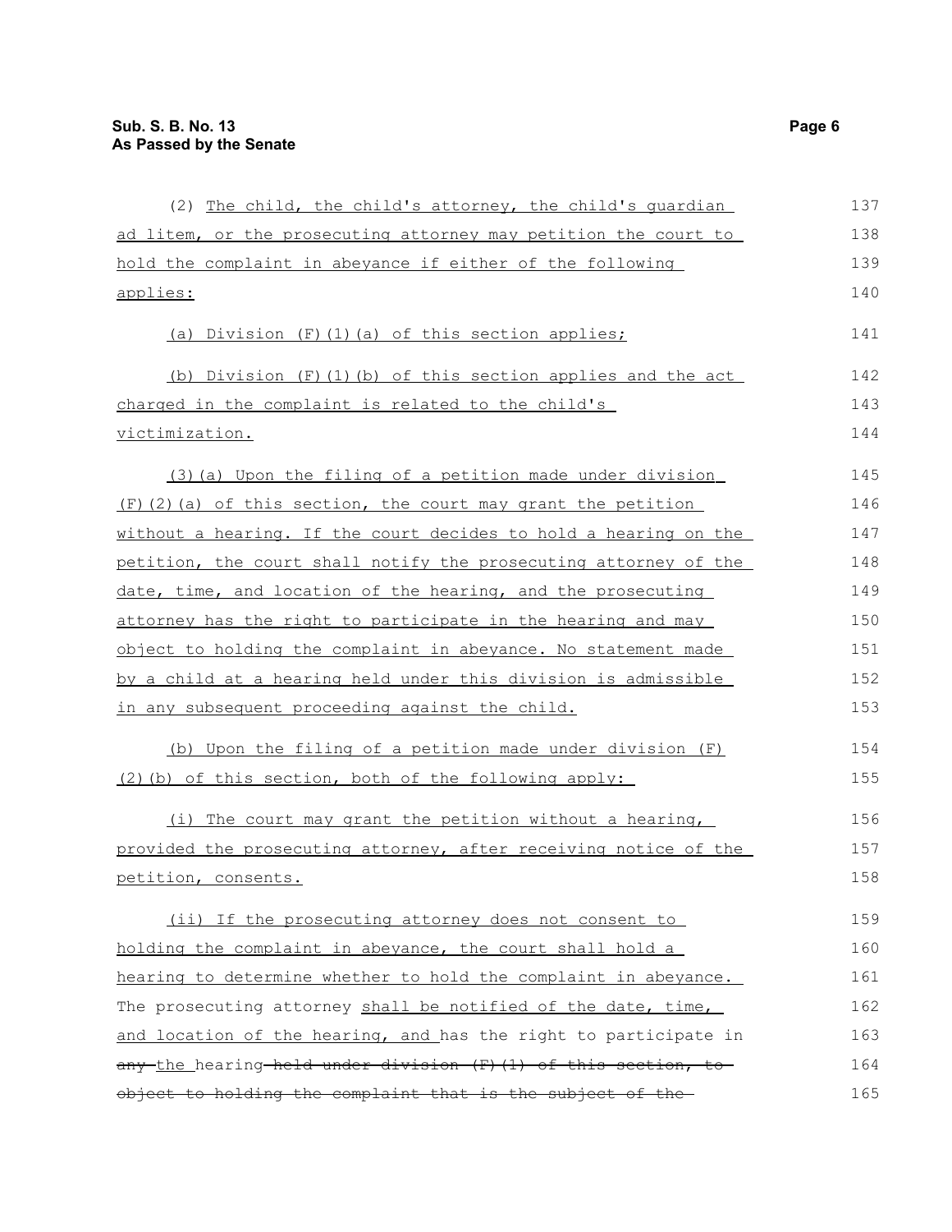(2) The child, the child's attorney, the child's guardian ad litem, or the prosecuting attorney may petition the court to hold the complaint in abeyance if either of the following applies:

(a) Division (F)(1)(a) of this section applies;

(b) Division (F)(1)(b) of this section applies and the act charged in the complaint is related to the child's victimization.

(3)(a) Upon the filing of a petition made under division (F)(2)(a) of this section, the court may grant the petition without a hearing. If the court decides to hold a hearing on the petition, the court shall notify the prosecuting attorney of the date, time, and location of the hearing, and the prosecuting attorney has the right to participate in the hearing and may object to holding the complaint in abeyance. No statement made by a child at a hearing held under this division is admissible in any subsequent proceeding against the child.

(b) Upon the filing of a petition made under division (F)(2)(b) of this section, both of the following apply:

(i) The court may grant the petition without a hearing, provided the prosecuting attorney, after receiving notice of the petition, consents.

(ii) If the prosecuting attorney does not consent to holding the complaint in abeyance, the court shall hold a hearing to determine whether to hold the complaint in abeyance. The prosecuting attorney shall be notified of the date, time, and location of the hearing, and has the right to participate in ~~any~~ the hearing ~~held under division (F)(1) of this section, to object to holding the complaint that is the subject of the~~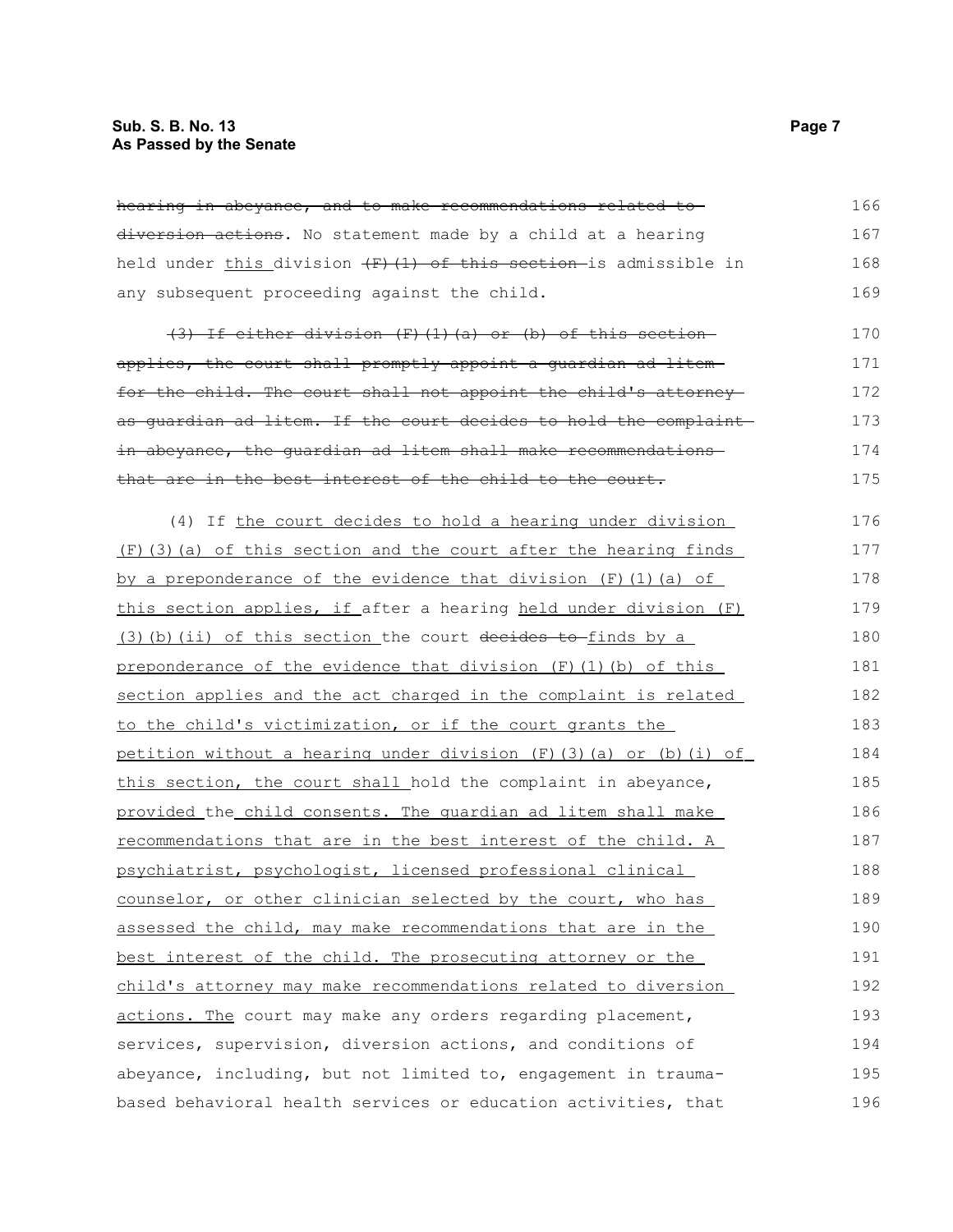~~hearing in abeyance, and to make recommendations related to diversion actions~~. No statement made by a child at a hearing held under <u>this</u> division ~~(F)(1) of this section~~ is admissible in any subsequent proceeding against the child.

~~(3) If either division (F)(1)(a) or (b) of this section applies, the court shall promptly appoint a guardian ad litem for the child. The court shall not appoint the child's attorney as guardian ad litem. If the court decides to hold the complaint in abeyance, the guardian ad litem shall make recommendations that are in the best interest of the child to the court.~~

(4) If <u>the court decides to hold a hearing under division (F)(3)(a) of this section and the court after the hearing finds by a preponderance of the evidence that division (F)(1)(a) of this section applies, if</u> after a hearing <u>held under division (F)(3)(b)(ii) of this section</u> the court ~~decides to~~ <u>finds by a preponderance of the evidence that division (F)(1)(b) of this section applies and the act charged in the complaint is related to the child's victimization, or if the court grants the petition without a hearing under division (F)(3)(a) or (b)(i) of this section, the court shall</u> hold the complaint in abeyance, <u>provided</u> the <u>child consents. The guardian ad litem shall make recommendations that are in the best interest of the child. A psychiatrist, psychologist, licensed professional clinical counselor, or other clinician selected by the court, who has assessed the child, may make recommendations that are in the best interest of the child. The prosecuting attorney or the child's attorney may make recommendations related to diversion actions. The</u> court may make any orders regarding placement, services, supervision, diversion actions, and conditions of abeyance, including, but not limited to, engagement in trauma-based behavioral health services or education activities, that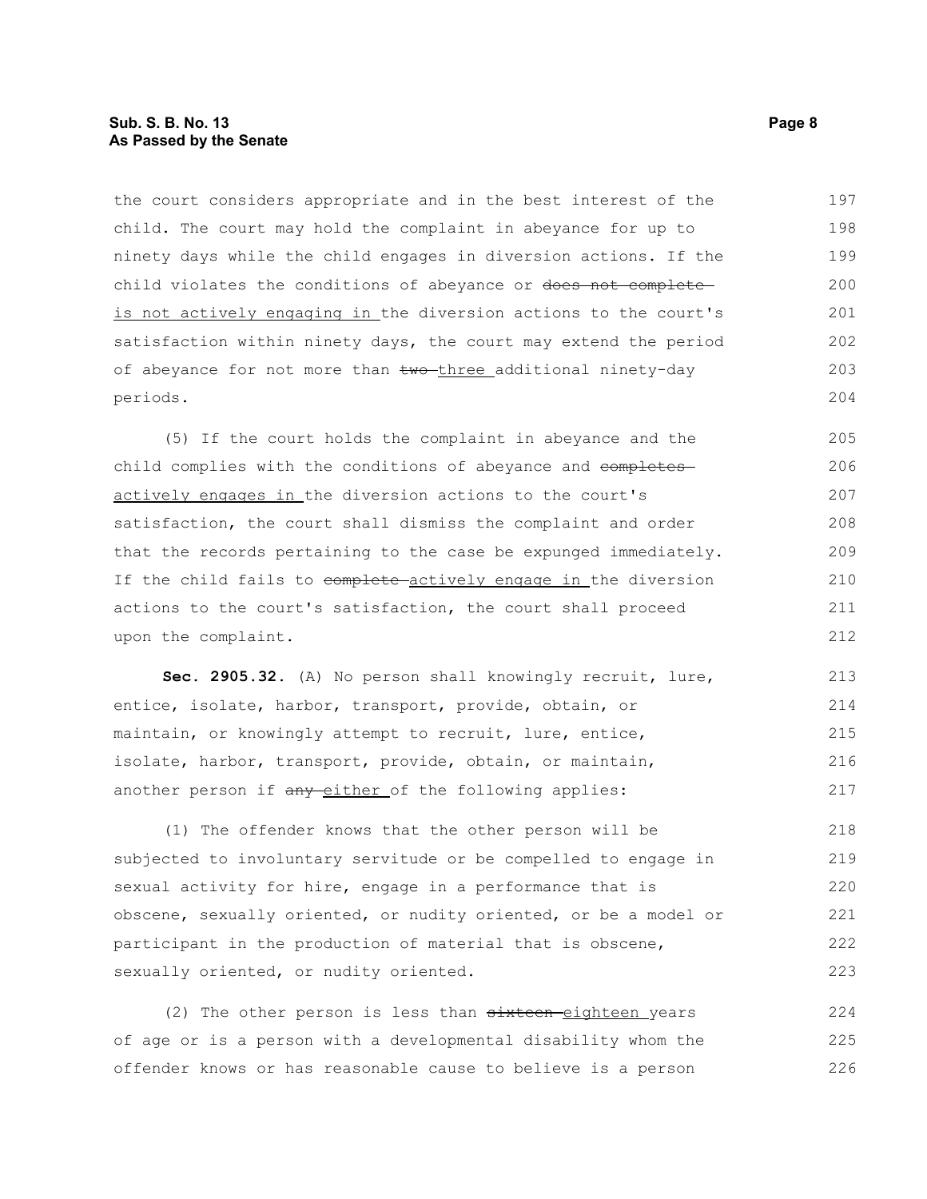the court considers appropriate and in the best interest of the child. The court may hold the complaint in abeyance for up to ninety days while the child engages in diversion actions. If the child violates the conditions of abeyance or ~~does not complete~~ is not actively engaging in the diversion actions to the court's satisfaction within ninety days, the court may extend the period of abeyance for not more than ~~two~~ three additional ninety-day periods.

(5) If the court holds the complaint in abeyance and the child complies with the conditions of abeyance and ~~completes~~ actively engages in the diversion actions to the court's satisfaction, the court shall dismiss the complaint and order that the records pertaining to the case be expunged immediately. If the child fails to ~~complete~~ actively engage in the diversion actions to the court's satisfaction, the court shall proceed upon the complaint.

**Sec. 2905.32.** (A) No person shall knowingly recruit, lure, entice, isolate, harbor, transport, provide, obtain, or maintain, or knowingly attempt to recruit, lure, entice, isolate, harbor, transport, provide, obtain, or maintain, another person if ~~any~~ either of the following applies:

(1) The offender knows that the other person will be subjected to involuntary servitude or be compelled to engage in sexual activity for hire, engage in a performance that is obscene, sexually oriented, or nudity oriented, or be a model or participant in the production of material that is obscene, sexually oriented, or nudity oriented.

(2) The other person is less than ~~sixteen~~ eighteen years of age or is a person with a developmental disability whom the offender knows or has reasonable cause to believe is a person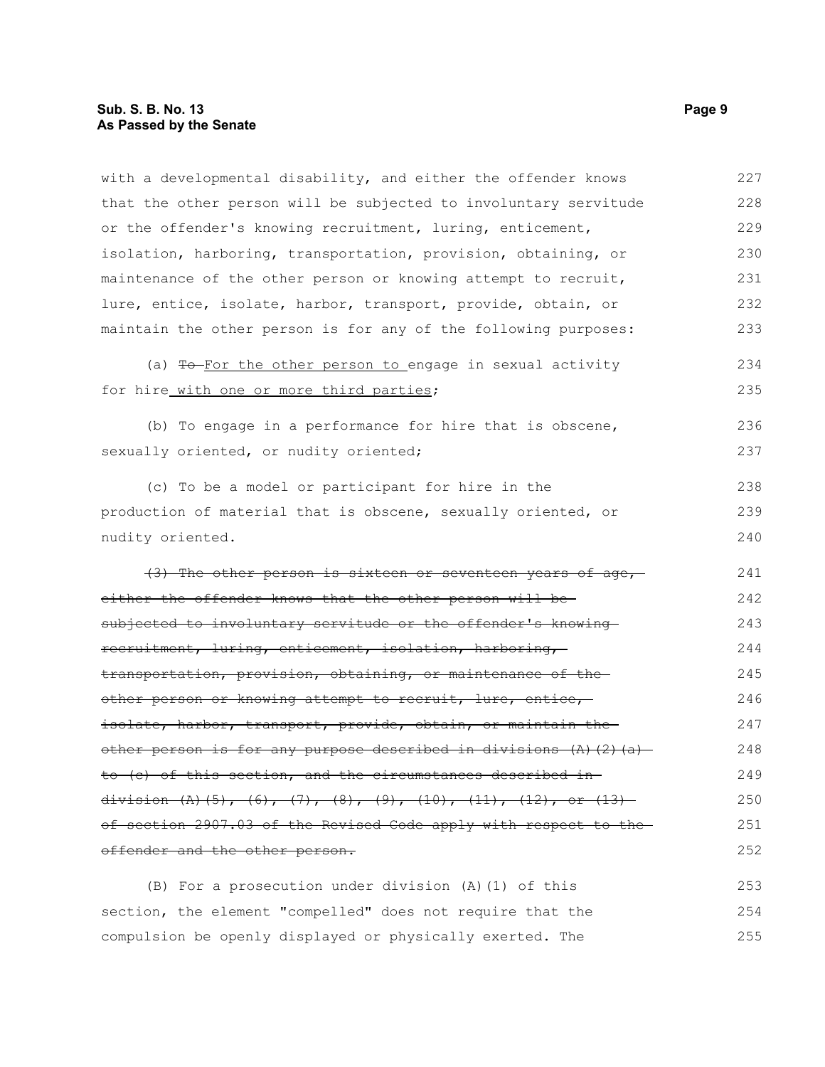with a developmental disability, and either the offender knows that the other person will be subjected to involuntary servitude or the offender's knowing recruitment, luring, enticement, isolation, harboring, transportation, provision, obtaining, or maintenance of the other person or knowing attempt to recruit, lure, entice, isolate, harbor, transport, provide, obtain, or maintain the other person is for any of the following purposes:

(a) ~~To~~ For the other person to engage in sexual activity for hire with one or more third parties;

(b) To engage in a performance for hire that is obscene, sexually oriented, or nudity oriented;

(c) To be a model or participant for hire in the production of material that is obscene, sexually oriented, or nudity oriented.

~~(3) The other person is sixteen or seventeen years of age, either the offender knows that the other person will be subjected to involuntary servitude or the offender's knowing recruitment, luring, enticement, isolation, harboring, transportation, provision, obtaining, or maintenance of the other person or knowing attempt to recruit, lure, entice, isolate, harbor, transport, provide, obtain, or maintain the other person is for any purpose described in divisions (A)(2)(a) to (c) of this section, and the circumstances described in division (A)(5), (6), (7), (8), (9), (10), (11), (12), or (13) of section 2907.03 of the Revised Code apply with respect to the offender and the other person.~~

(B) For a prosecution under division (A)(1) of this section, the element "compelled" does not require that the compulsion be openly displayed or physically exerted. The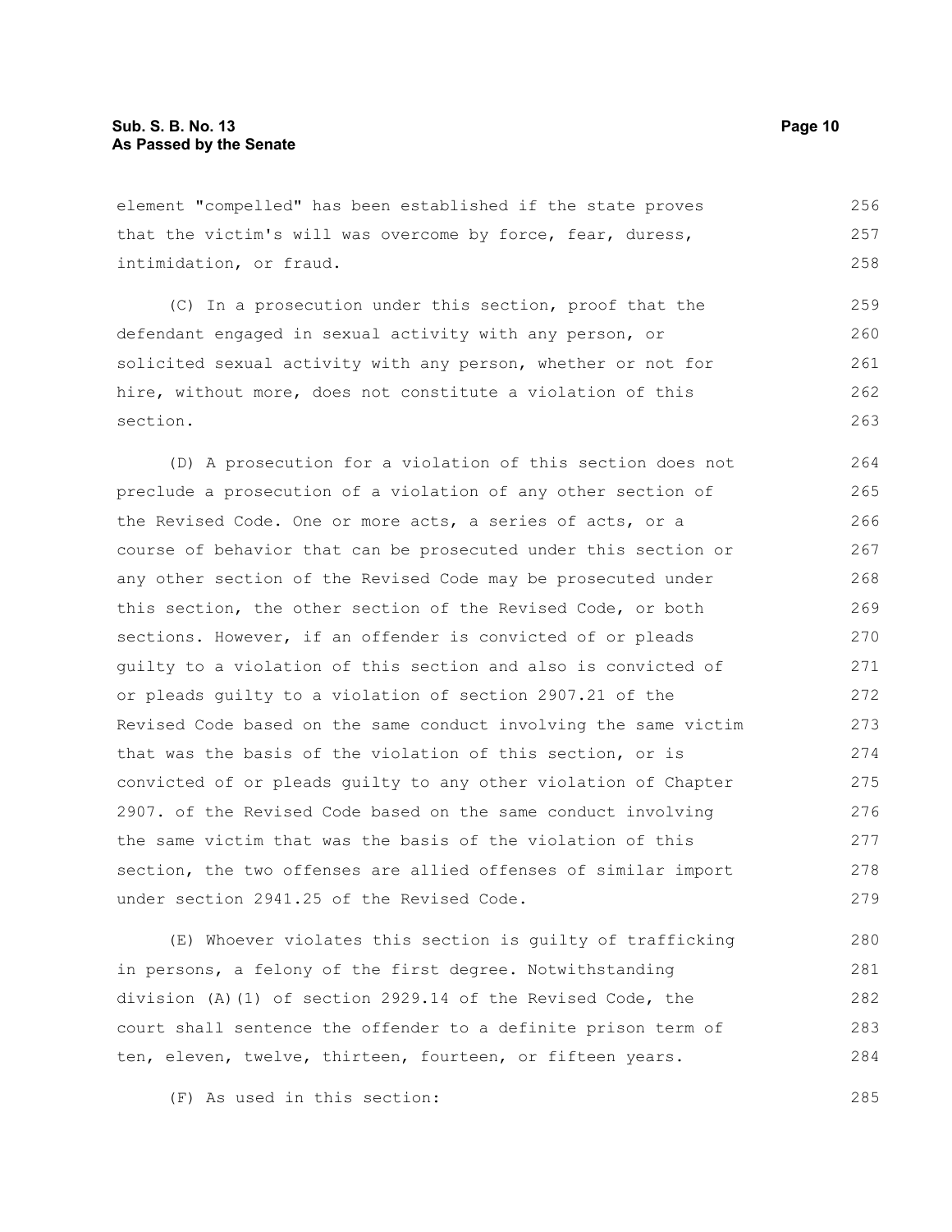element "compelled" has been established if the state proves that the victim's will was overcome by force, fear, duress, intimidation, or fraud.

(C) In a prosecution under this section, proof that the defendant engaged in sexual activity with any person, or solicited sexual activity with any person, whether or not for hire, without more, does not constitute a violation of this section.

(D) A prosecution for a violation of this section does not preclude a prosecution of a violation of any other section of the Revised Code. One or more acts, a series of acts, or a course of behavior that can be prosecuted under this section or any other section of the Revised Code may be prosecuted under this section, the other section of the Revised Code, or both sections. However, if an offender is convicted of or pleads guilty to a violation of this section and also is convicted of or pleads guilty to a violation of section 2907.21 of the Revised Code based on the same conduct involving the same victim that was the basis of the violation of this section, or is convicted of or pleads guilty to any other violation of Chapter 2907. of the Revised Code based on the same conduct involving the same victim that was the basis of the violation of this section, the two offenses are allied offenses of similar import under section 2941.25 of the Revised Code.

(E) Whoever violates this section is guilty of trafficking in persons, a felony of the first degree. Notwithstanding division (A)(1) of section 2929.14 of the Revised Code, the court shall sentence the offender to a definite prison term of ten, eleven, twelve, thirteen, fourteen, or fifteen years.

(F) As used in this section: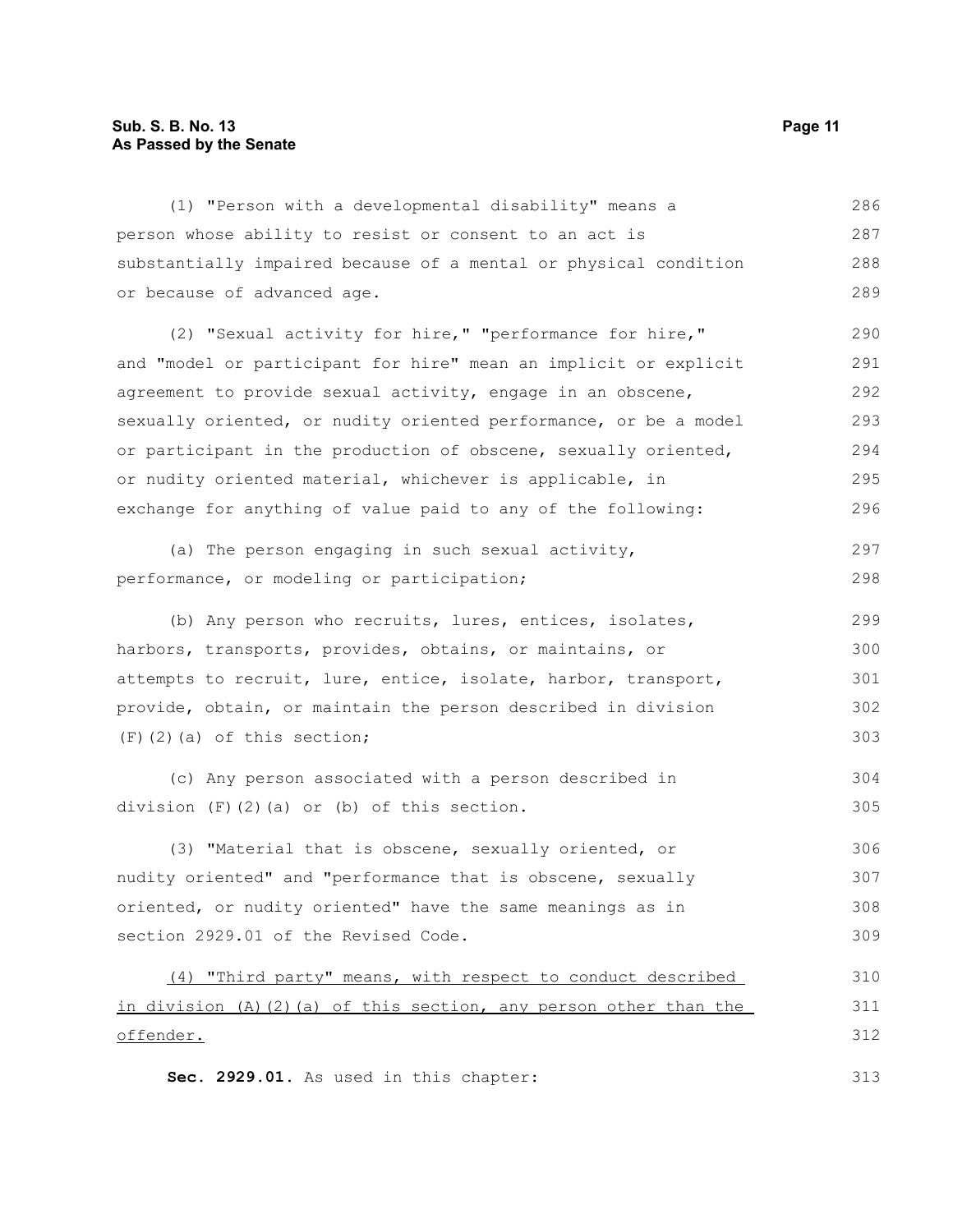(1) "Person with a developmental disability" means a person whose ability to resist or consent to an act is substantially impaired because of a mental or physical condition or because of advanced age.

(2) "Sexual activity for hire," "performance for hire," and "model or participant for hire" mean an implicit or explicit agreement to provide sexual activity, engage in an obscene, sexually oriented, or nudity oriented performance, or be a model or participant in the production of obscene, sexually oriented, or nudity oriented material, whichever is applicable, in exchange for anything of value paid to any of the following:

(a) The person engaging in such sexual activity, performance, or modeling or participation;

(b) Any person who recruits, lures, entices, isolates, harbors, transports, provides, obtains, or maintains, or attempts to recruit, lure, entice, isolate, harbor, transport, provide, obtain, or maintain the person described in division (F)(2)(a) of this section;

(c) Any person associated with a person described in division (F)(2)(a) or (b) of this section.

(3) "Material that is obscene, sexually oriented, or nudity oriented" and "performance that is obscene, sexually oriented, or nudity oriented" have the same meanings as in section 2929.01 of the Revised Code.

<u>(4) "Third party" means, with respect to conduct described in division (A)(2)(a) of this section, any person other than the offender.</u>

**Sec. 2929.01.** As used in this chapter: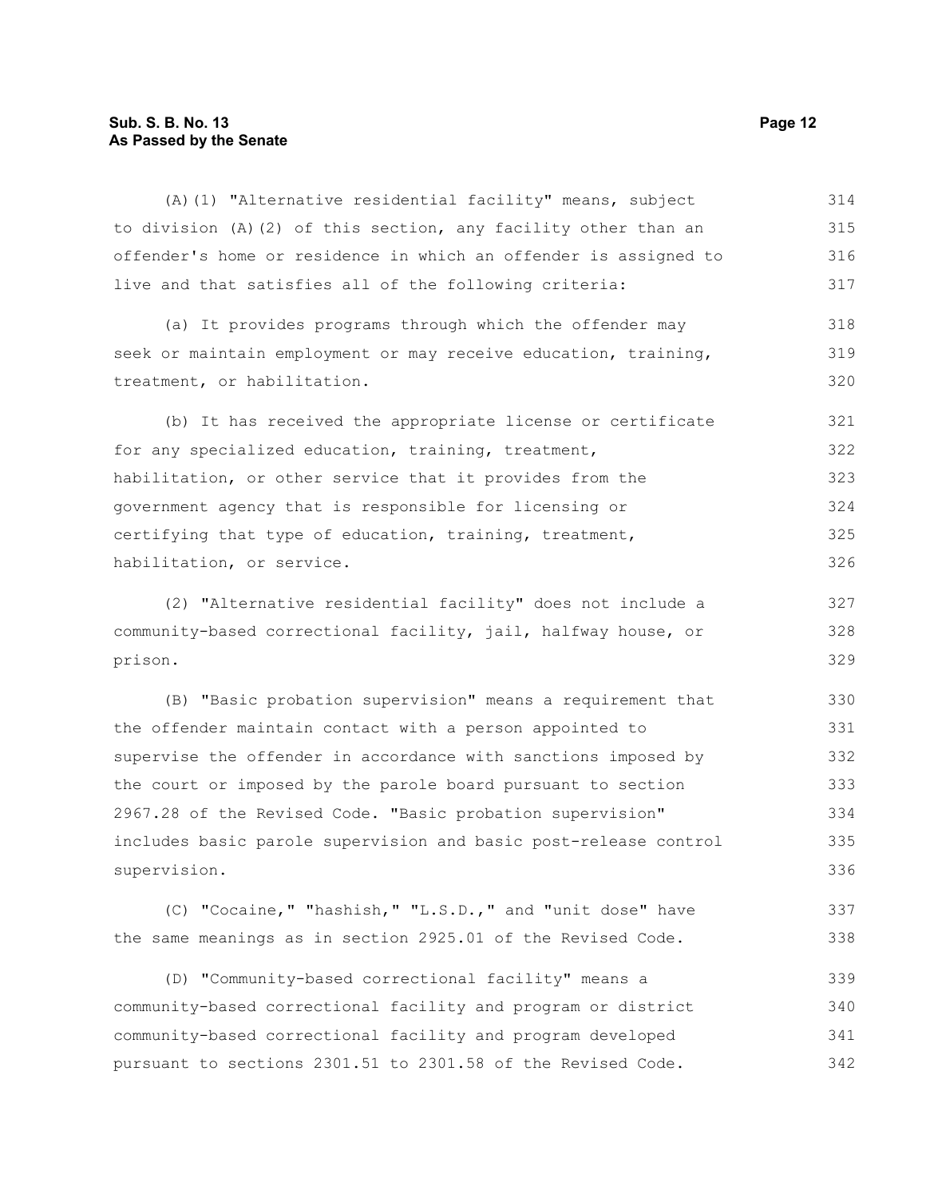(A)(1) "Alternative residential facility" means, subject to division (A)(2) of this section, any facility other than an offender's home or residence in which an offender is assigned to live and that satisfies all of the following criteria:

(a) It provides programs through which the offender may seek or maintain employment or may receive education, training, treatment, or habilitation.

(b) It has received the appropriate license or certificate for any specialized education, training, treatment, habilitation, or other service that it provides from the government agency that is responsible for licensing or certifying that type of education, training, treatment, habilitation, or service.

(2) "Alternative residential facility" does not include a community-based correctional facility, jail, halfway house, or prison.

(B) "Basic probation supervision" means a requirement that the offender maintain contact with a person appointed to supervise the offender in accordance with sanctions imposed by the court or imposed by the parole board pursuant to section 2967.28 of the Revised Code. "Basic probation supervision" includes basic parole supervision and basic post-release control supervision.

(C) "Cocaine," "hashish," "L.S.D.," and "unit dose" have the same meanings as in section 2925.01 of the Revised Code.

(D) "Community-based correctional facility" means a community-based correctional facility and program or district community-based correctional facility and program developed pursuant to sections 2301.51 to 2301.58 of the Revised Code.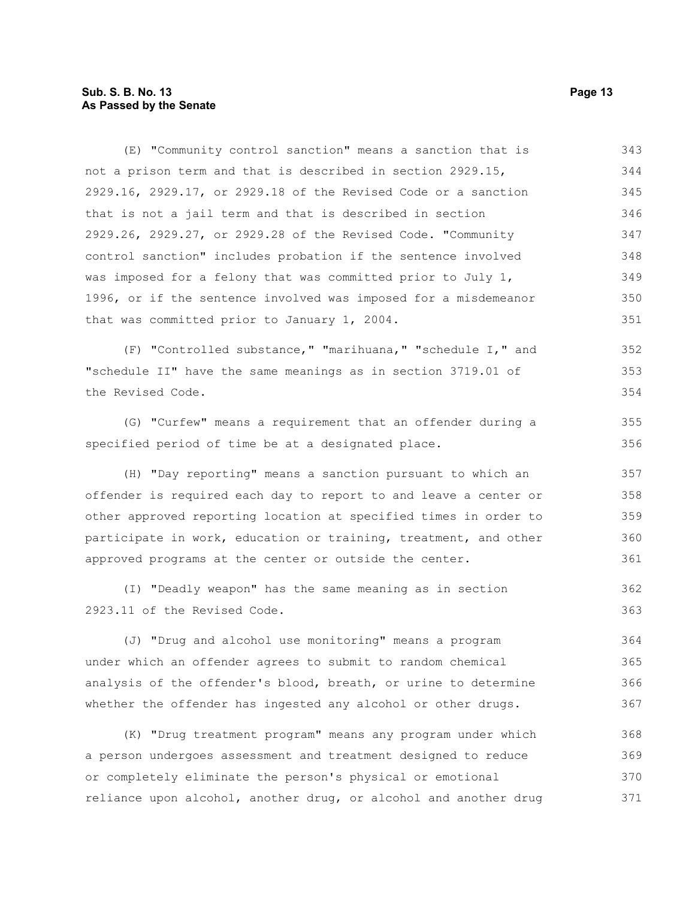(E) "Community control sanction" means a sanction that is not a prison term and that is described in section 2929.15, 2929.16, 2929.17, or 2929.18 of the Revised Code or a sanction that is not a jail term and that is described in section 2929.26, 2929.27, or 2929.28 of the Revised Code. "Community control sanction" includes probation if the sentence involved was imposed for a felony that was committed prior to July 1, 1996, or if the sentence involved was imposed for a misdemeanor that was committed prior to January 1, 2004.

(F) "Controlled substance," "marihuana," "schedule I," and "schedule II" have the same meanings as in section 3719.01 of the Revised Code.

(G) "Curfew" means a requirement that an offender during a specified period of time be at a designated place.

(H) "Day reporting" means a sanction pursuant to which an offender is required each day to report to and leave a center or other approved reporting location at specified times in order to participate in work, education or training, treatment, and other approved programs at the center or outside the center.

(I) "Deadly weapon" has the same meaning as in section 2923.11 of the Revised Code.

(J) "Drug and alcohol use monitoring" means a program under which an offender agrees to submit to random chemical analysis of the offender's blood, breath, or urine to determine whether the offender has ingested any alcohol or other drugs.

(K) "Drug treatment program" means any program under which a person undergoes assessment and treatment designed to reduce or completely eliminate the person's physical or emotional reliance upon alcohol, another drug, or alcohol and another drug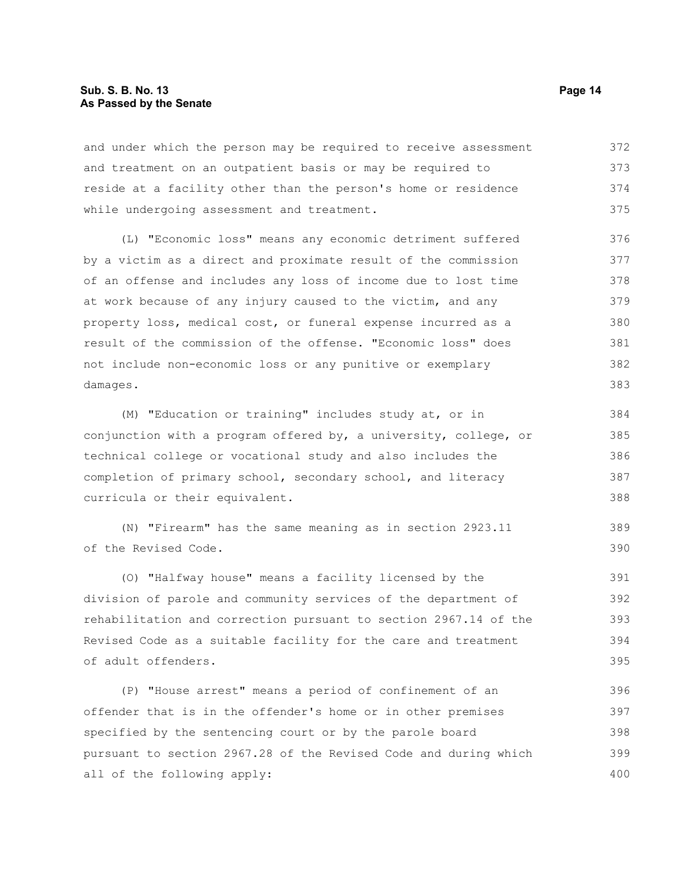and under which the person may be required to receive assessment and treatment on an outpatient basis or may be required to reside at a facility other than the person's home or residence while undergoing assessment and treatment.

(L) "Economic loss" means any economic detriment suffered by a victim as a direct and proximate result of the commission of an offense and includes any loss of income due to lost time at work because of any injury caused to the victim, and any property loss, medical cost, or funeral expense incurred as a result of the commission of the offense. "Economic loss" does not include non-economic loss or any punitive or exemplary damages.

(M) "Education or training" includes study at, or in conjunction with a program offered by, a university, college, or technical college or vocational study and also includes the completion of primary school, secondary school, and literacy curricula or their equivalent.

(N) "Firearm" has the same meaning as in section 2923.11 of the Revised Code.

(O) "Halfway house" means a facility licensed by the division of parole and community services of the department of rehabilitation and correction pursuant to section 2967.14 of the Revised Code as a suitable facility for the care and treatment of adult offenders.

(P) "House arrest" means a period of confinement of an offender that is in the offender's home or in other premises specified by the sentencing court or by the parole board pursuant to section 2967.28 of the Revised Code and during which all of the following apply: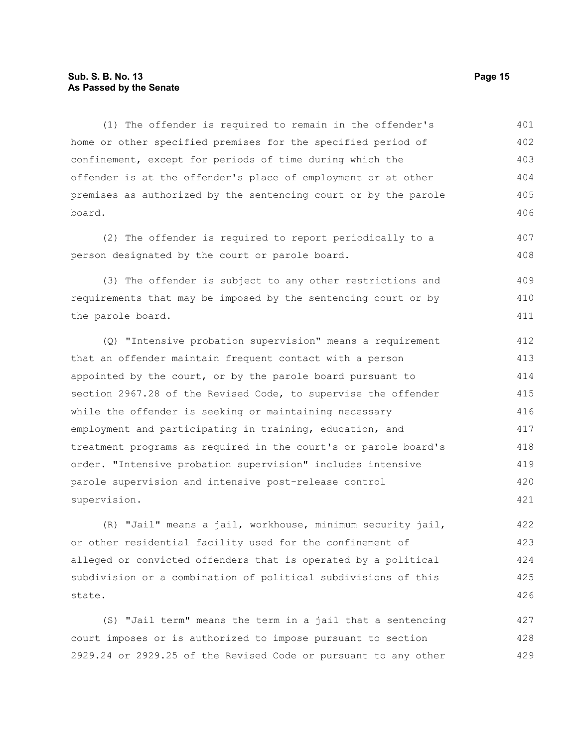(1) The offender is required to remain in the offender's home or other specified premises for the specified period of confinement, except for periods of time during which the offender is at the offender's place of employment or at other premises as authorized by the sentencing court or by the parole board.

(2) The offender is required to report periodically to a person designated by the court or parole board.

(3) The offender is subject to any other restrictions and requirements that may be imposed by the sentencing court or by the parole board.

(Q) "Intensive probation supervision" means a requirement that an offender maintain frequent contact with a person appointed by the court, or by the parole board pursuant to section 2967.28 of the Revised Code, to supervise the offender while the offender is seeking or maintaining necessary employment and participating in training, education, and treatment programs as required in the court's or parole board's order. "Intensive probation supervision" includes intensive parole supervision and intensive post-release control supervision.

(R) "Jail" means a jail, workhouse, minimum security jail, or other residential facility used for the confinement of alleged or convicted offenders that is operated by a political subdivision or a combination of political subdivisions of this state.

(S) "Jail term" means the term in a jail that a sentencing court imposes or is authorized to impose pursuant to section 2929.24 or 2929.25 of the Revised Code or pursuant to any other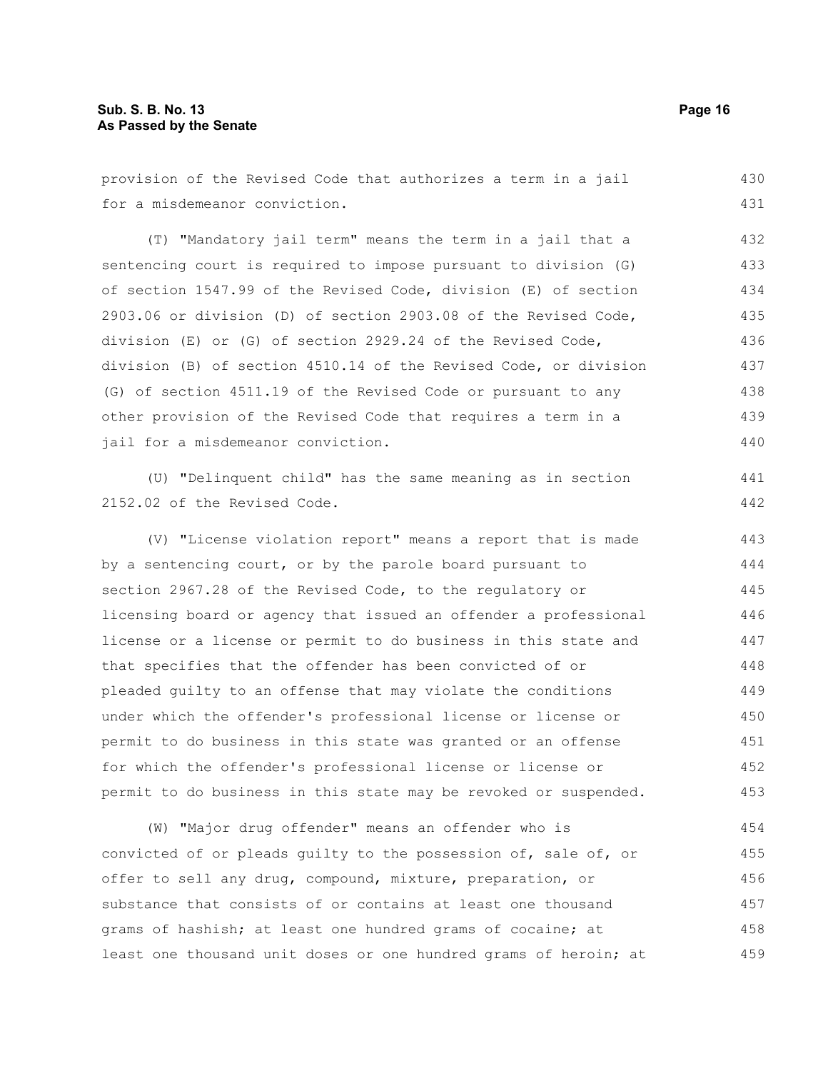provision of the Revised Code that authorizes a term in a jail for a misdemeanor conviction.

(T) "Mandatory jail term" means the term in a jail that a sentencing court is required to impose pursuant to division (G) of section 1547.99 of the Revised Code, division (E) of section 2903.06 or division (D) of section 2903.08 of the Revised Code, division (E) or (G) of section 2929.24 of the Revised Code, division (B) of section 4510.14 of the Revised Code, or division (G) of section 4511.19 of the Revised Code or pursuant to any other provision of the Revised Code that requires a term in a jail for a misdemeanor conviction.

(U) "Delinquent child" has the same meaning as in section 2152.02 of the Revised Code.

(V) "License violation report" means a report that is made by a sentencing court, or by the parole board pursuant to section 2967.28 of the Revised Code, to the regulatory or licensing board or agency that issued an offender a professional license or a license or permit to do business in this state and that specifies that the offender has been convicted of or pleaded guilty to an offense that may violate the conditions under which the offender's professional license or license or permit to do business in this state was granted or an offense for which the offender's professional license or license or permit to do business in this state may be revoked or suspended.

(W) "Major drug offender" means an offender who is convicted of or pleads guilty to the possession of, sale of, or offer to sell any drug, compound, mixture, preparation, or substance that consists of or contains at least one thousand grams of hashish; at least one hundred grams of cocaine; at least one thousand unit doses or one hundred grams of heroin; at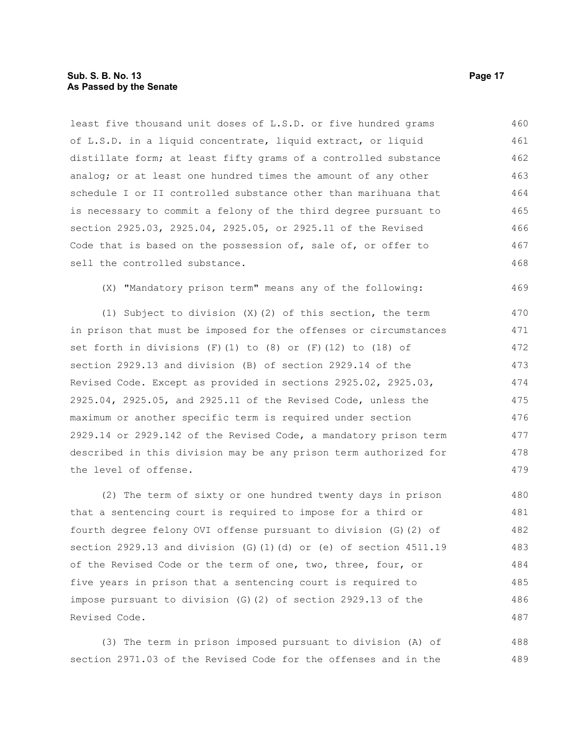least five thousand unit doses of L.S.D. or five hundred grams of L.S.D. in a liquid concentrate, liquid extract, or liquid distillate form; at least fifty grams of a controlled substance analog; or at least one hundred times the amount of any other schedule I or II controlled substance other than marihuana that is necessary to commit a felony of the third degree pursuant to section 2925.03, 2925.04, 2925.05, or 2925.11 of the Revised Code that is based on the possession of, sale of, or offer to sell the controlled substance.

(X) "Mandatory prison term" means any of the following:

(1) Subject to division (X)(2) of this section, the term in prison that must be imposed for the offenses or circumstances set forth in divisions (F)(1) to (8) or (F)(12) to (18) of section 2929.13 and division (B) of section 2929.14 of the Revised Code. Except as provided in sections 2925.02, 2925.03, 2925.04, 2925.05, and 2925.11 of the Revised Code, unless the maximum or another specific term is required under section 2929.14 or 2929.142 of the Revised Code, a mandatory prison term described in this division may be any prison term authorized for the level of offense.

(2) The term of sixty or one hundred twenty days in prison that a sentencing court is required to impose for a third or fourth degree felony OVI offense pursuant to division (G)(2) of section 2929.13 and division (G)(1)(d) or (e) of section 4511.19 of the Revised Code or the term of one, two, three, four, or five years in prison that a sentencing court is required to impose pursuant to division (G)(2) of section 2929.13 of the Revised Code.

(3) The term in prison imposed pursuant to division (A) of section 2971.03 of the Revised Code for the offenses and in the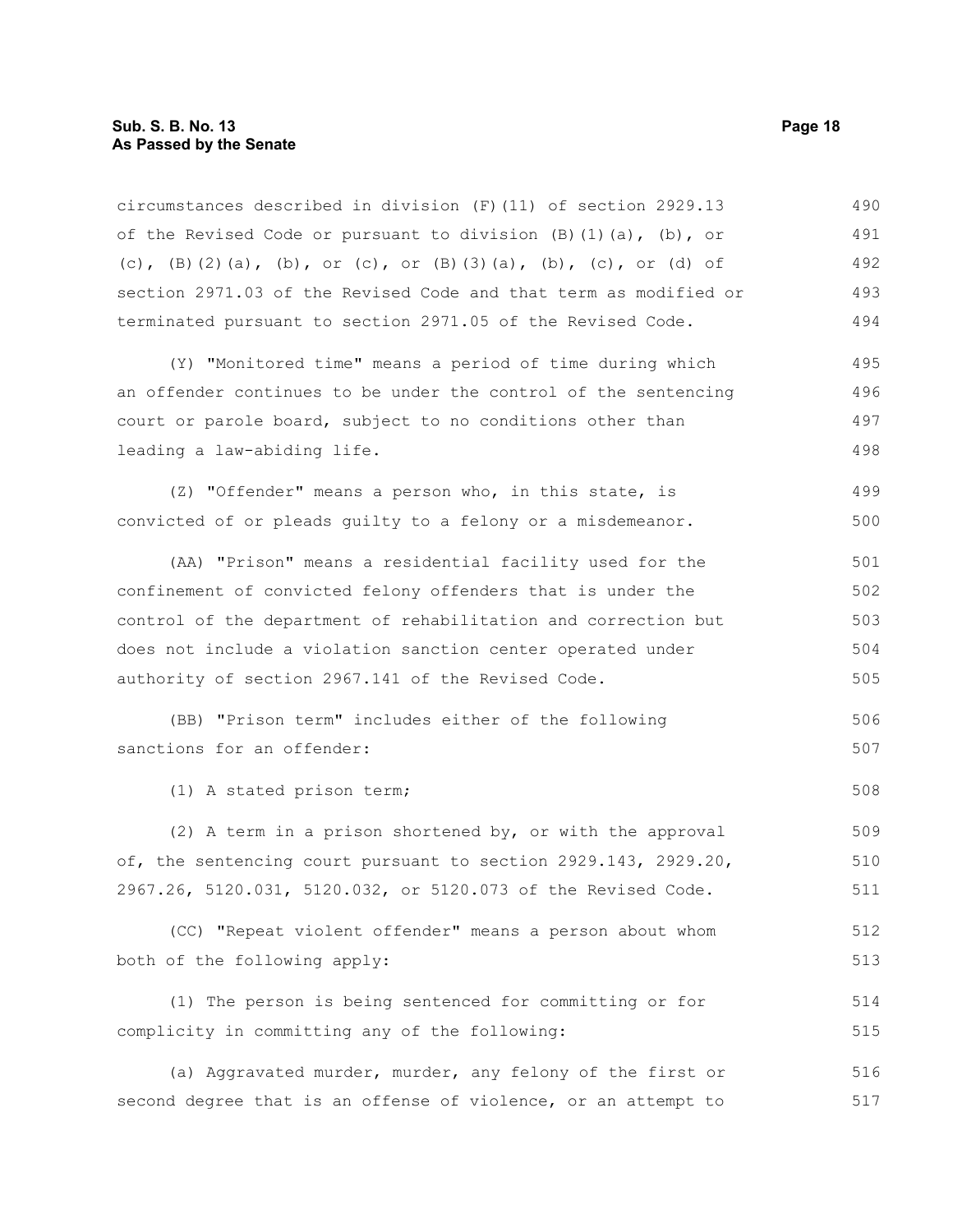circumstances described in division (F)(11) of section 2929.13 of the Revised Code or pursuant to division (B)(1)(a), (b), or (c), (B)(2)(a), (b), or (c), or (B)(3)(a), (b), (c), or (d) of section 2971.03 of the Revised Code and that term as modified or terminated pursuant to section 2971.05 of the Revised Code.

(Y) "Monitored time" means a period of time during which an offender continues to be under the control of the sentencing court or parole board, subject to no conditions other than leading a law-abiding life.

(Z) "Offender" means a person who, in this state, is convicted of or pleads guilty to a felony or a misdemeanor.

(AA) "Prison" means a residential facility used for the confinement of convicted felony offenders that is under the control of the department of rehabilitation and correction but does not include a violation sanction center operated under authority of section 2967.141 of the Revised Code.

(BB) "Prison term" includes either of the following sanctions for an offender:

(1) A stated prison term;

(2) A term in a prison shortened by, or with the approval of, the sentencing court pursuant to section 2929.143, 2929.20, 2967.26, 5120.031, 5120.032, or 5120.073 of the Revised Code.

(CC) "Repeat violent offender" means a person about whom both of the following apply:

(1) The person is being sentenced for committing or for complicity in committing any of the following:

(a) Aggravated murder, murder, any felony of the first or second degree that is an offense of violence, or an attempt to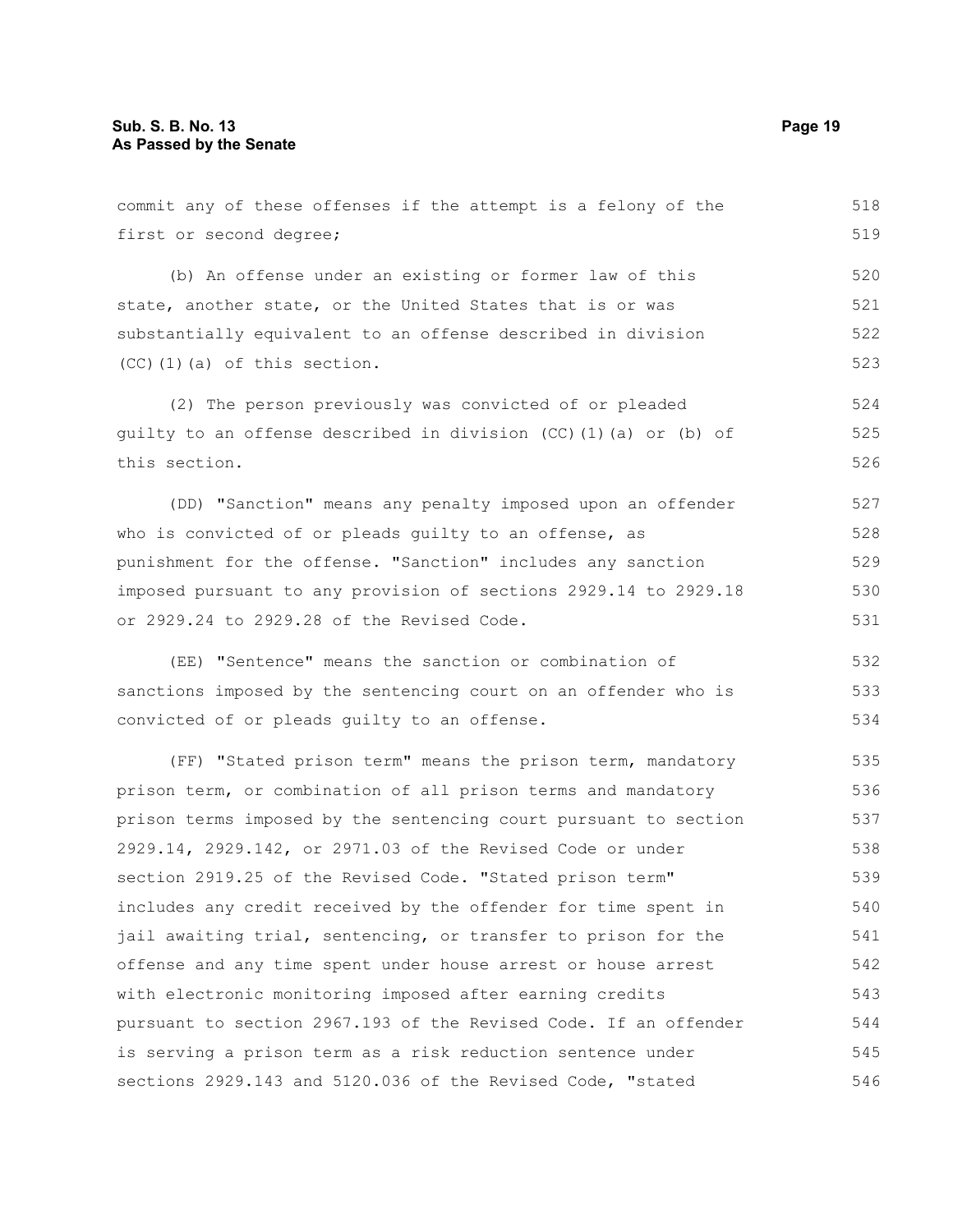commit any of these offenses if the attempt is a felony of the first or second degree;

(b) An offense under an existing or former law of this state, another state, or the United States that is or was substantially equivalent to an offense described in division (CC)(1)(a) of this section.

(2) The person previously was convicted of or pleaded guilty to an offense described in division (CC)(1)(a) or (b) of this section.

(DD) "Sanction" means any penalty imposed upon an offender who is convicted of or pleads guilty to an offense, as punishment for the offense. "Sanction" includes any sanction imposed pursuant to any provision of sections 2929.14 to 2929.18 or 2929.24 to 2929.28 of the Revised Code.

(EE) "Sentence" means the sanction or combination of sanctions imposed by the sentencing court on an offender who is convicted of or pleads guilty to an offense.

(FF) "Stated prison term" means the prison term, mandatory prison term, or combination of all prison terms and mandatory prison terms imposed by the sentencing court pursuant to section 2929.14, 2929.142, or 2971.03 of the Revised Code or under section 2919.25 of the Revised Code. "Stated prison term" includes any credit received by the offender for time spent in jail awaiting trial, sentencing, or transfer to prison for the offense and any time spent under house arrest or house arrest with electronic monitoring imposed after earning credits pursuant to section 2967.193 of the Revised Code. If an offender is serving a prison term as a risk reduction sentence under sections 2929.143 and 5120.036 of the Revised Code, "stated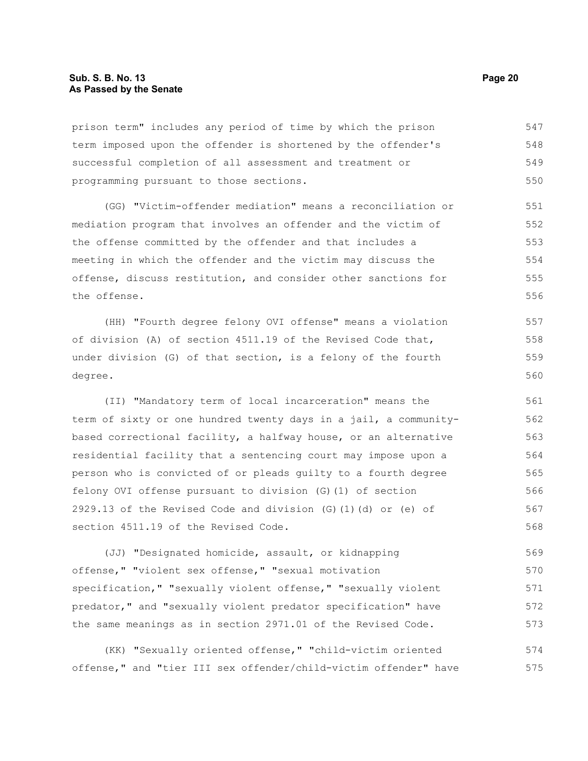prison term" includes any period of time by which the prison term imposed upon the offender is shortened by the offender's successful completion of all assessment and treatment or programming pursuant to those sections.

(GG) "Victim-offender mediation" means a reconciliation or mediation program that involves an offender and the victim of the offense committed by the offender and that includes a meeting in which the offender and the victim may discuss the offense, discuss restitution, and consider other sanctions for the offense.

(HH) "Fourth degree felony OVI offense" means a violation of division (A) of section 4511.19 of the Revised Code that, under division (G) of that section, is a felony of the fourth degree.

(II) "Mandatory term of local incarceration" means the term of sixty or one hundred twenty days in a jail, a community-based correctional facility, a halfway house, or an alternative residential facility that a sentencing court may impose upon a person who is convicted of or pleads guilty to a fourth degree felony OVI offense pursuant to division (G)(1) of section 2929.13 of the Revised Code and division (G)(1)(d) or (e) of section 4511.19 of the Revised Code.

(JJ) "Designated homicide, assault, or kidnapping offense," "violent sex offense," "sexual motivation specification," "sexually violent offense," "sexually violent predator," and "sexually violent predator specification" have the same meanings as in section 2971.01 of the Revised Code.

(KK) "Sexually oriented offense," "child-victim oriented offense," and "tier III sex offender/child-victim offender" have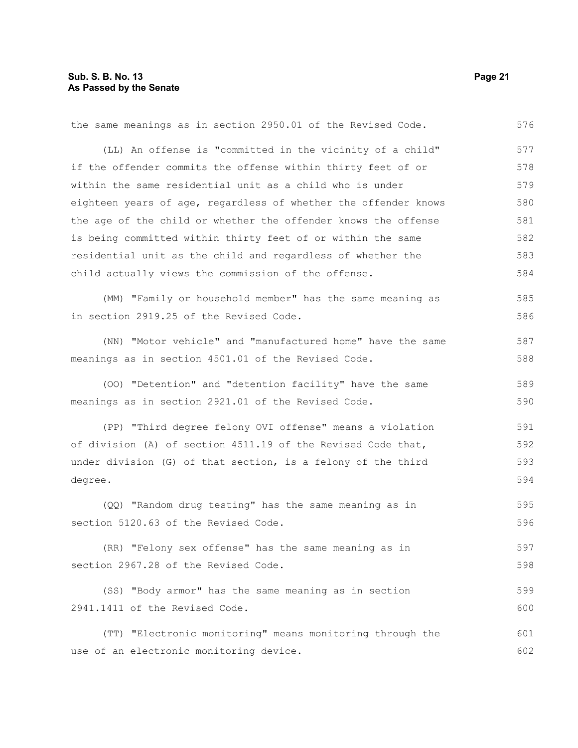the same meanings as in section 2950.01 of the Revised Code.

(LL) An offense is "committed in the vicinity of a child" if the offender commits the offense within thirty feet of or within the same residential unit as a child who is under eighteen years of age, regardless of whether the offender knows the age of the child or whether the offender knows the offense is being committed within thirty feet of or within the same residential unit as the child and regardless of whether the child actually views the commission of the offense.

(MM) "Family or household member" has the same meaning as in section 2919.25 of the Revised Code.

(NN) "Motor vehicle" and "manufactured home" have the same meanings as in section 4501.01 of the Revised Code.

(OO) "Detention" and "detention facility" have the same meanings as in section 2921.01 of the Revised Code.

(PP) "Third degree felony OVI offense" means a violation of division (A) of section 4511.19 of the Revised Code that, under division (G) of that section, is a felony of the third degree.

(QQ) "Random drug testing" has the same meaning as in section 5120.63 of the Revised Code.

(RR) "Felony sex offense" has the same meaning as in section 2967.28 of the Revised Code.

(SS) "Body armor" has the same meaning as in section 2941.1411 of the Revised Code.

(TT) "Electronic monitoring" means monitoring through the use of an electronic monitoring device.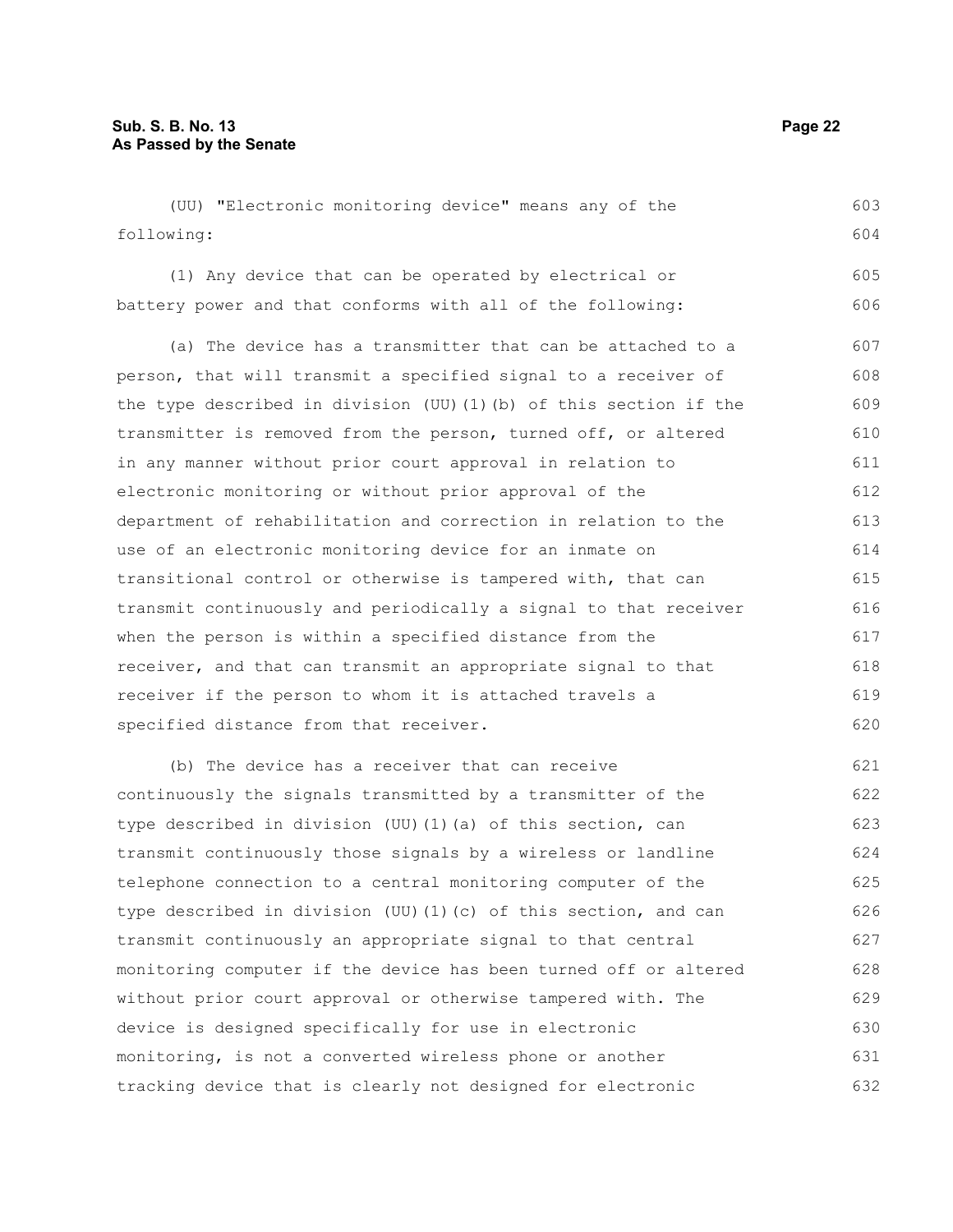(UU) "Electronic monitoring device" means any of the following:

(1) Any device that can be operated by electrical or battery power and that conforms with all of the following:

(a) The device has a transmitter that can be attached to a person, that will transmit a specified signal to a receiver of the type described in division (UU)(1)(b) of this section if the transmitter is removed from the person, turned off, or altered in any manner without prior court approval in relation to electronic monitoring or without prior approval of the department of rehabilitation and correction in relation to the use of an electronic monitoring device for an inmate on transitional control or otherwise is tampered with, that can transmit continuously and periodically a signal to that receiver when the person is within a specified distance from the receiver, and that can transmit an appropriate signal to that receiver if the person to whom it is attached travels a specified distance from that receiver.

(b) The device has a receiver that can receive continuously the signals transmitted by a transmitter of the type described in division (UU)(1)(a) of this section, can transmit continuously those signals by a wireless or landline telephone connection to a central monitoring computer of the type described in division (UU)(1)(c) of this section, and can transmit continuously an appropriate signal to that central monitoring computer if the device has been turned off or altered without prior court approval or otherwise tampered with. The device is designed specifically for use in electronic monitoring, is not a converted wireless phone or another tracking device that is clearly not designed for electronic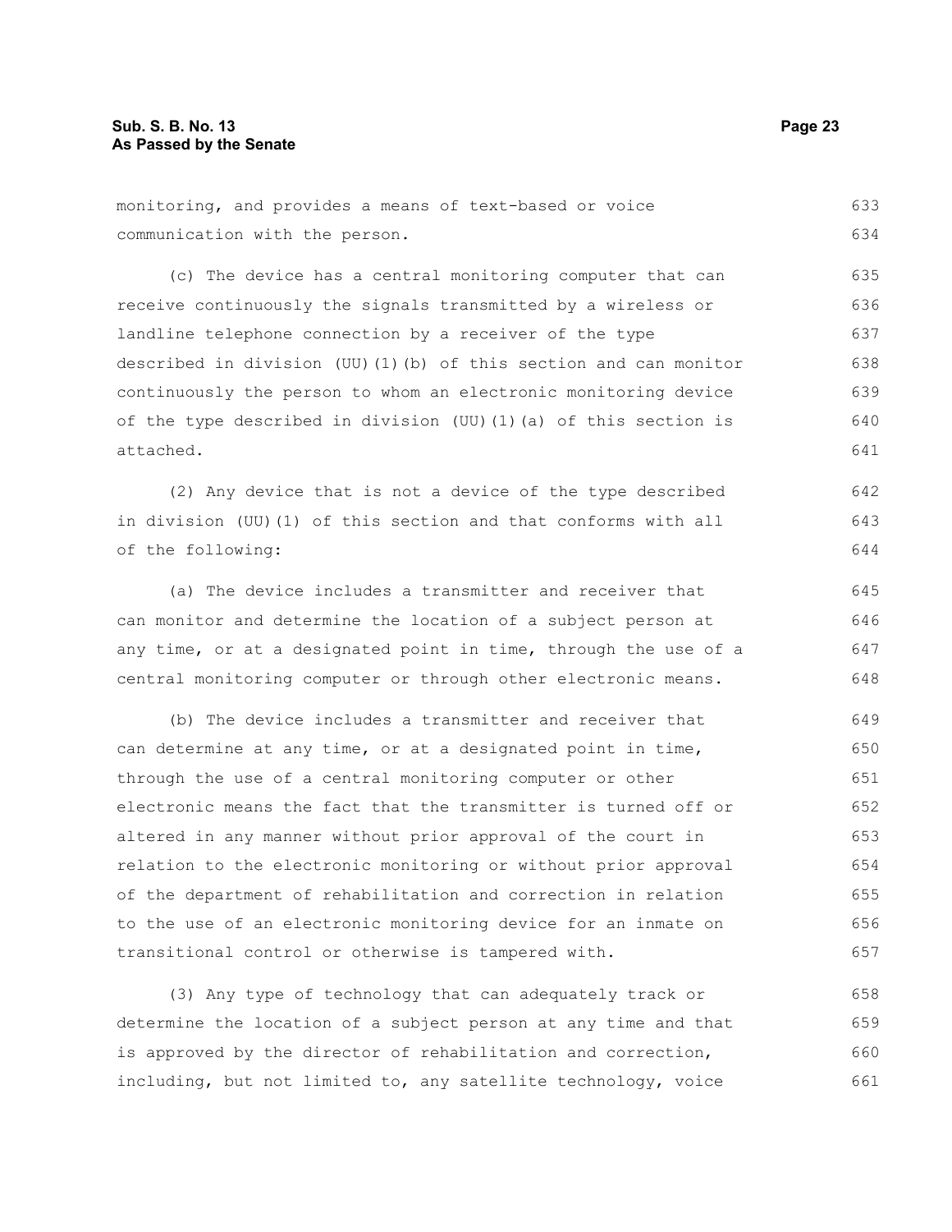monitoring, and provides a means of text-based or voice communication with the person.

(c) The device has a central monitoring computer that can receive continuously the signals transmitted by a wireless or landline telephone connection by a receiver of the type described in division (UU)(1)(b) of this section and can monitor continuously the person to whom an electronic monitoring device of the type described in division (UU)(1)(a) of this section is attached.

(2) Any device that is not a device of the type described in division (UU)(1) of this section and that conforms with all of the following:

(a) The device includes a transmitter and receiver that can monitor and determine the location of a subject person at any time, or at a designated point in time, through the use of a central monitoring computer or through other electronic means.

(b) The device includes a transmitter and receiver that can determine at any time, or at a designated point in time, through the use of a central monitoring computer or other electronic means the fact that the transmitter is turned off or altered in any manner without prior approval of the court in relation to the electronic monitoring or without prior approval of the department of rehabilitation and correction in relation to the use of an electronic monitoring device for an inmate on transitional control or otherwise is tampered with.

(3) Any type of technology that can adequately track or determine the location of a subject person at any time and that is approved by the director of rehabilitation and correction, including, but not limited to, any satellite technology, voice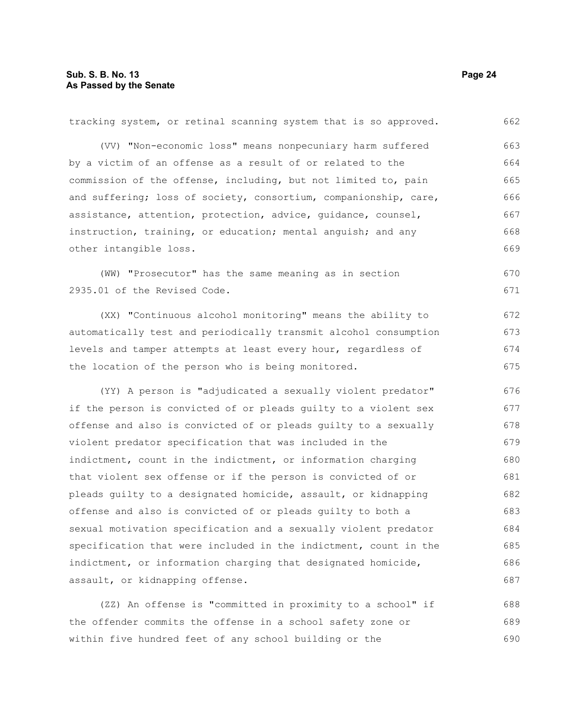tracking system, or retinal scanning system that is so approved.

(VV) "Non-economic loss" means nonpecuniary harm suffered by a victim of an offense as a result of or related to the commission of the offense, including, but not limited to, pain and suffering; loss of society, consortium, companionship, care, assistance, attention, protection, advice, guidance, counsel, instruction, training, or education; mental anguish; and any other intangible loss.

(WW) "Prosecutor" has the same meaning as in section 2935.01 of the Revised Code.

(XX) "Continuous alcohol monitoring" means the ability to automatically test and periodically transmit alcohol consumption levels and tamper attempts at least every hour, regardless of the location of the person who is being monitored.

(YY) A person is "adjudicated a sexually violent predator" if the person is convicted of or pleads guilty to a violent sex offense and also is convicted of or pleads guilty to a sexually violent predator specification that was included in the indictment, count in the indictment, or information charging that violent sex offense or if the person is convicted of or pleads guilty to a designated homicide, assault, or kidnapping offense and also is convicted of or pleads guilty to both a sexual motivation specification and a sexually violent predator specification that were included in the indictment, count in the indictment, or information charging that designated homicide, assault, or kidnapping offense.

(ZZ) An offense is "committed in proximity to a school" if the offender commits the offense in a school safety zone or within five hundred feet of any school building or the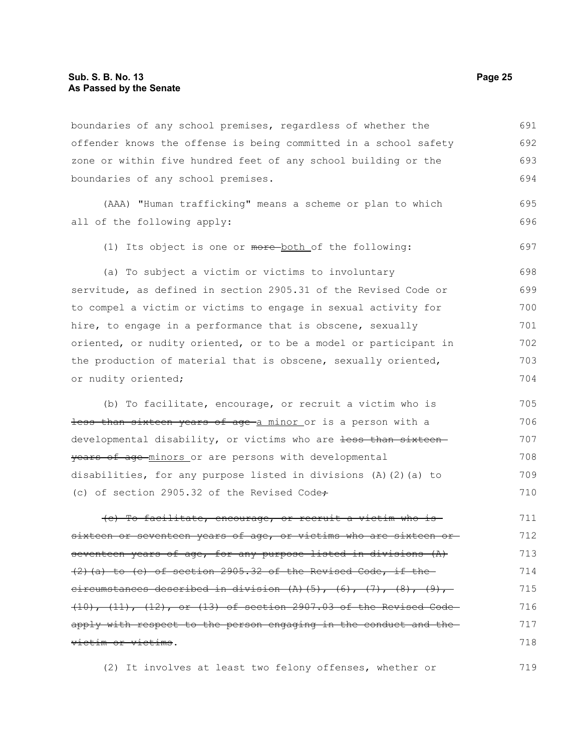boundaries of any school premises, regardless of whether the offender knows the offense is being committed in a school safety zone or within five hundred feet of any school building or the boundaries of any school premises.

(AAA) "Human trafficking" means a scheme or plan to which all of the following apply:

(1) Its object is one or ~~more~~ <u>both</u> of the following:

(a) To subject a victim or victims to involuntary servitude, as defined in section 2905.31 of the Revised Code or to compel a victim or victims to engage in sexual activity for hire, to engage in a performance that is obscene, sexually oriented, or nudity oriented, or to be a model or participant in the production of material that is obscene, sexually oriented, or nudity oriented;

(b) To facilitate, encourage, or recruit a victim who is ~~less than sixteen years of age~~ <u>a minor</u> or is a person with a developmental disability, or victims who are ~~less than sixteen years of age~~ <u>minors</u> or are persons with developmental disabilities, for any purpose listed in divisions (A)(2)(a) to (c) of section 2905.32 of the Revised Code~~;~~

~~(c) To facilitate, encourage, or recruit a victim who is sixteen or seventeen years of age, or victims who are sixteen or seventeen years of age, for any purpose listed in divisions (A)(2)(a) to (c) of section 2905.32 of the Revised Code, if the circumstances described in division (A)(5), (6), (7), (8), (9), (10), (11), (12), or (13) of section 2907.03 of the Revised Code apply with respect to the person engaging in the conduct and the victim or victims~~.

(2) It involves at least two felony offenses, whether or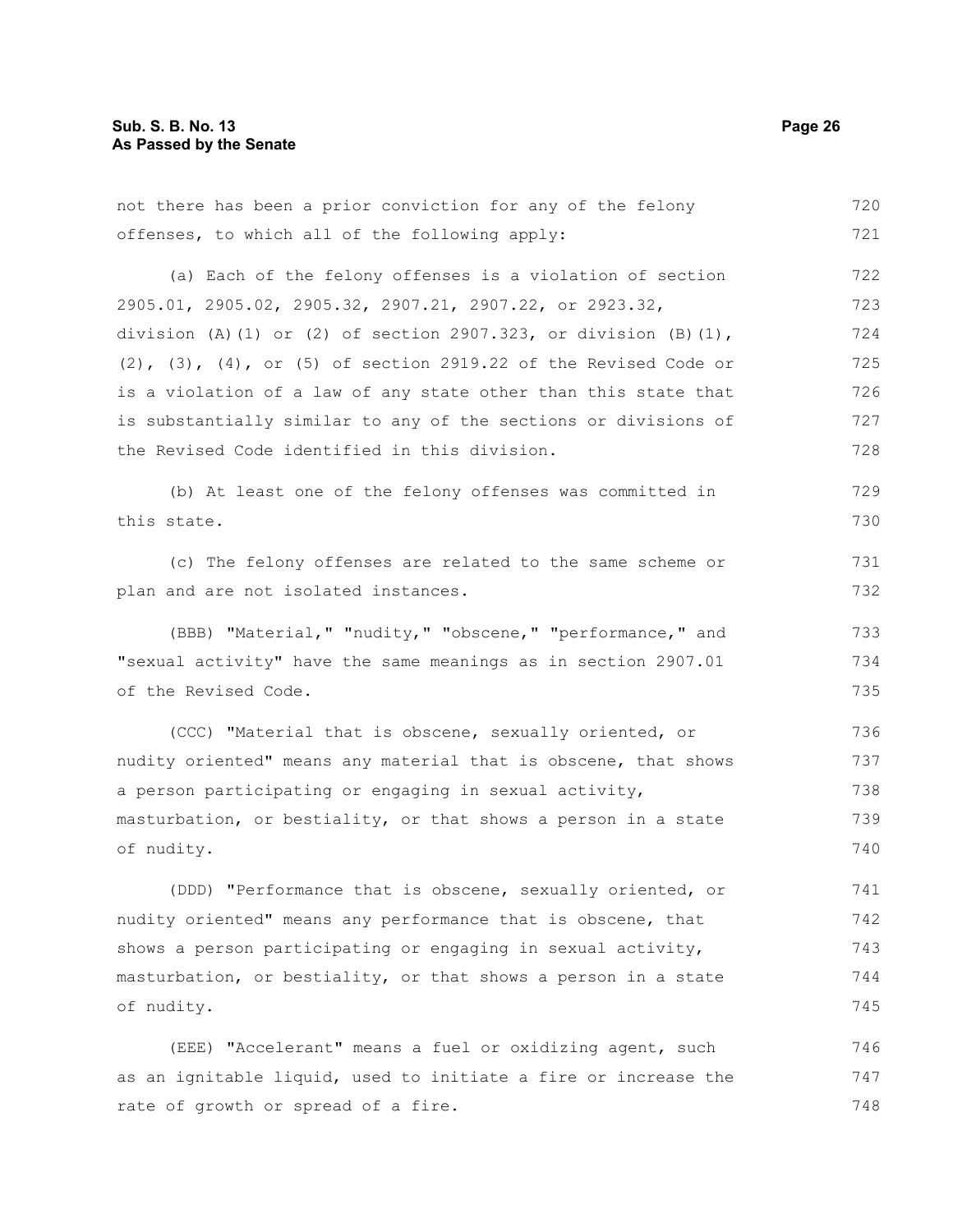not there has been a prior conviction for any of the felony offenses, to which all of the following apply:

(a) Each of the felony offenses is a violation of section 2905.01, 2905.02, 2905.32, 2907.21, 2907.22, or 2923.32, division (A)(1) or (2) of section 2907.323, or division (B)(1), (2), (3), (4), or (5) of section 2919.22 of the Revised Code or is a violation of a law of any state other than this state that is substantially similar to any of the sections or divisions of the Revised Code identified in this division.

(b) At least one of the felony offenses was committed in this state.

(c) The felony offenses are related to the same scheme or plan and are not isolated instances.

(BBB) "Material," "nudity," "obscene," "performance," and "sexual activity" have the same meanings as in section 2907.01 of the Revised Code.

(CCC) "Material that is obscene, sexually oriented, or nudity oriented" means any material that is obscene, that shows a person participating or engaging in sexual activity, masturbation, or bestiality, or that shows a person in a state of nudity.

(DDD) "Performance that is obscene, sexually oriented, or nudity oriented" means any performance that is obscene, that shows a person participating or engaging in sexual activity, masturbation, or bestiality, or that shows a person in a state of nudity.

(EEE) "Accelerant" means a fuel or oxidizing agent, such as an ignitable liquid, used to initiate a fire or increase the rate of growth or spread of a fire.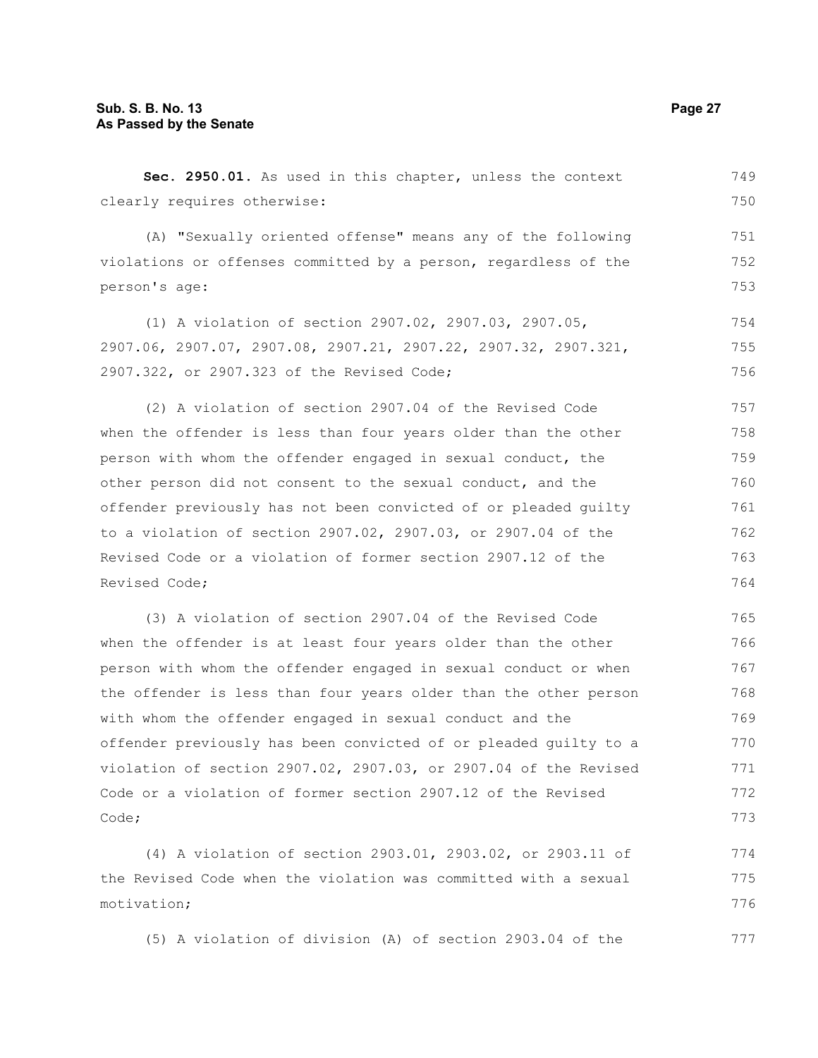**Sec. 2950.01.** As used in this chapter, unless the context clearly requires otherwise:

(A) "Sexually oriented offense" means any of the following violations or offenses committed by a person, regardless of the person's age:

(1) A violation of section 2907.02, 2907.03, 2907.05, 2907.06, 2907.07, 2907.08, 2907.21, 2907.22, 2907.32, 2907.321, 2907.322, or 2907.323 of the Revised Code;

(2) A violation of section 2907.04 of the Revised Code when the offender is less than four years older than the other person with whom the offender engaged in sexual conduct, the other person did not consent to the sexual conduct, and the offender previously has not been convicted of or pleaded guilty to a violation of section 2907.02, 2907.03, or 2907.04 of the Revised Code or a violation of former section 2907.12 of the Revised Code;

(3) A violation of section 2907.04 of the Revised Code when the offender is at least four years older than the other person with whom the offender engaged in sexual conduct or when the offender is less than four years older than the other person with whom the offender engaged in sexual conduct and the offender previously has been convicted of or pleaded guilty to a violation of section 2907.02, 2907.03, or 2907.04 of the Revised Code or a violation of former section 2907.12 of the Revised Code;

(4) A violation of section 2903.01, 2903.02, or 2903.11 of the Revised Code when the violation was committed with a sexual motivation;

(5) A violation of division (A) of section 2903.04 of the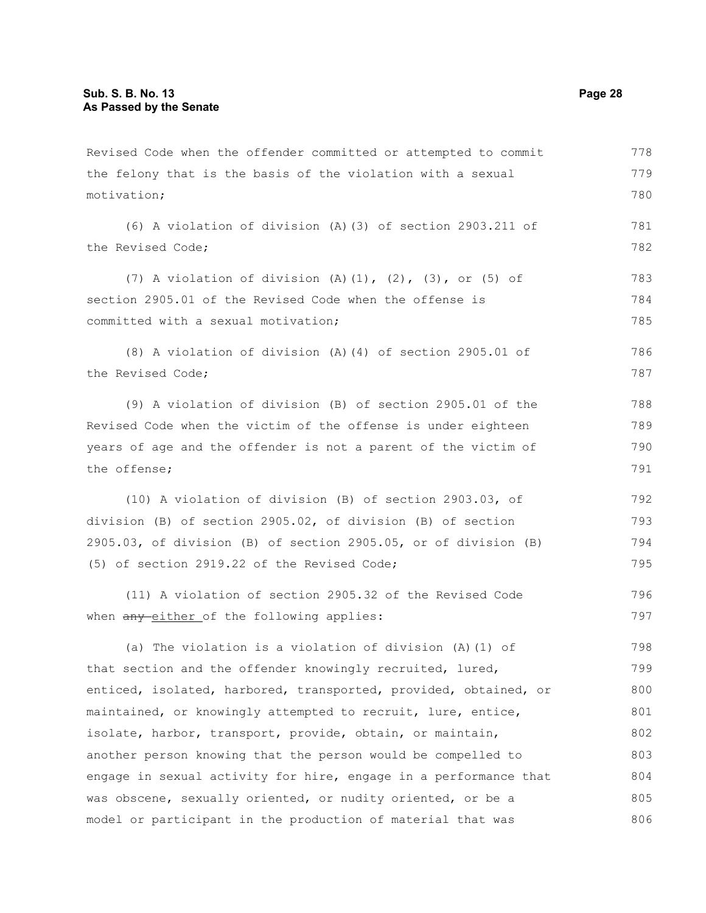Revised Code when the offender committed or attempted to commit the felony that is the basis of the violation with a sexual motivation;

(6) A violation of division (A)(3) of section 2903.211 of the Revised Code;

(7) A violation of division (A)(1), (2), (3), or (5) of section 2905.01 of the Revised Code when the offense is committed with a sexual motivation;

(8) A violation of division (A)(4) of section 2905.01 of the Revised Code;

(9) A violation of division (B) of section 2905.01 of the Revised Code when the victim of the offense is under eighteen years of age and the offender is not a parent of the victim of the offense;

(10) A violation of division (B) of section 2903.03, of division (B) of section 2905.02, of division (B) of section 2905.03, of division (B) of section 2905.05, or of division (B)(5) of section 2919.22 of the Revised Code;

(11) A violation of section 2905.32 of the Revised Code when ~~any~~ either of the following applies:

(a) The violation is a violation of division (A)(1) of that section and the offender knowingly recruited, lured, enticed, isolated, harbored, transported, provided, obtained, or maintained, or knowingly attempted to recruit, lure, entice, isolate, harbor, transport, provide, obtain, or maintain, another person knowing that the person would be compelled to engage in sexual activity for hire, engage in a performance that was obscene, sexually oriented, or nudity oriented, or be a model or participant in the production of material that was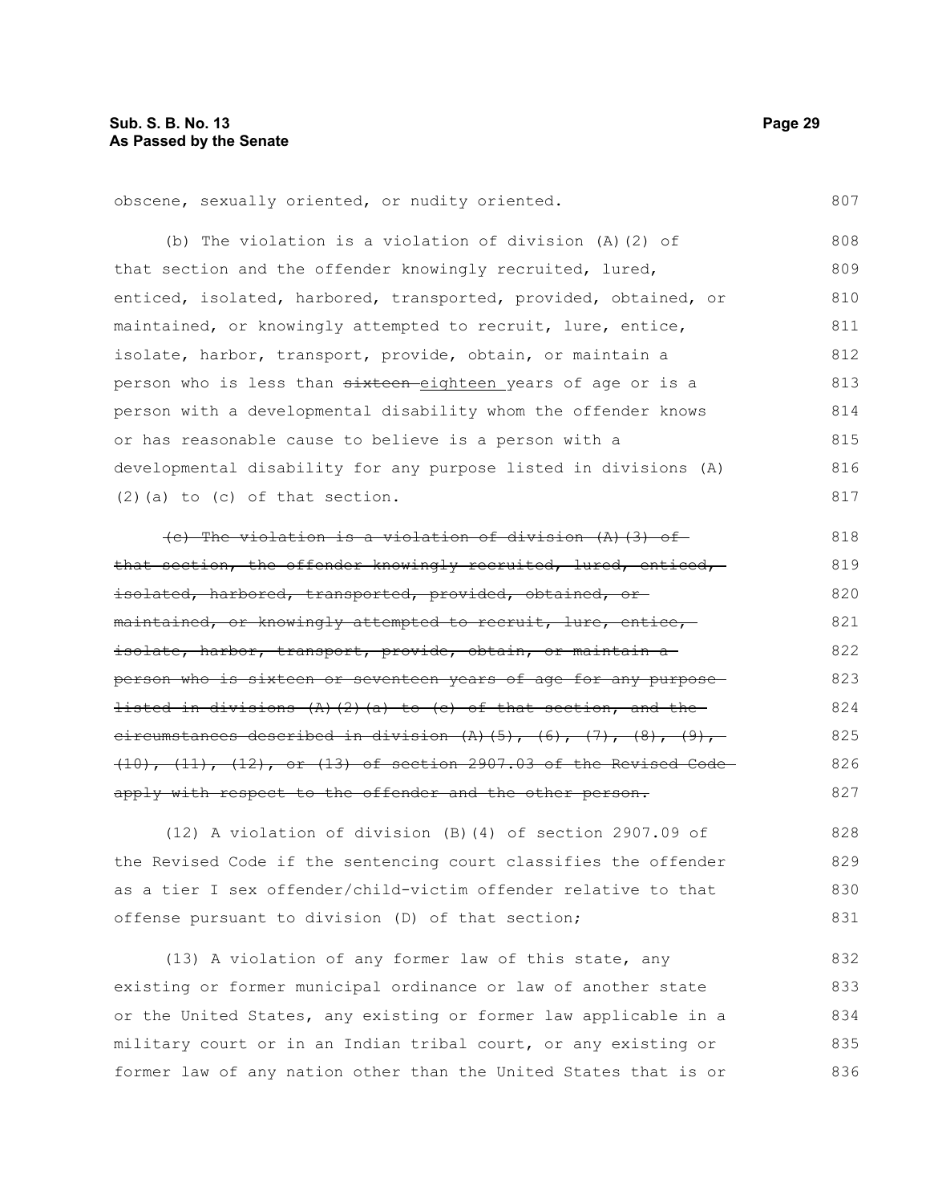obscene, sexually oriented, or nudity oriented.

(b) The violation is a violation of division (A)(2) of that section and the offender knowingly recruited, lured, enticed, isolated, harbored, transported, provided, obtained, or maintained, or knowingly attempted to recruit, lure, entice, isolate, harbor, transport, provide, obtain, or maintain a person who is less than ~~sixteen~~ eighteen years of age or is a person with a developmental disability whom the offender knows or has reasonable cause to believe is a person with a developmental disability for any purpose listed in divisions (A)(2)(a) to (c) of that section.

~~(c) The violation is a violation of division (A)(3) of that section, the offender knowingly recruited, lured, enticed, isolated, harbored, transported, provided, obtained, or maintained, or knowingly attempted to recruit, lure, entice, isolate, harbor, transport, provide, obtain, or maintain a person who is sixteen or seventeen years of age for any purpose listed in divisions (A)(2)(a) to (c) of that section, and the circumstances described in division (A)(5), (6), (7), (8), (9), (10), (11), (12), or (13) of section 2907.03 of the Revised Code apply with respect to the offender and the other person.~~

(12) A violation of division (B)(4) of section 2907.09 of the Revised Code if the sentencing court classifies the offender as a tier I sex offender/child-victim offender relative to that offense pursuant to division (D) of that section;

(13) A violation of any former law of this state, any existing or former municipal ordinance or law of another state or the United States, any existing or former law applicable in a military court or in an Indian tribal court, or any existing or former law of any nation other than the United States that is or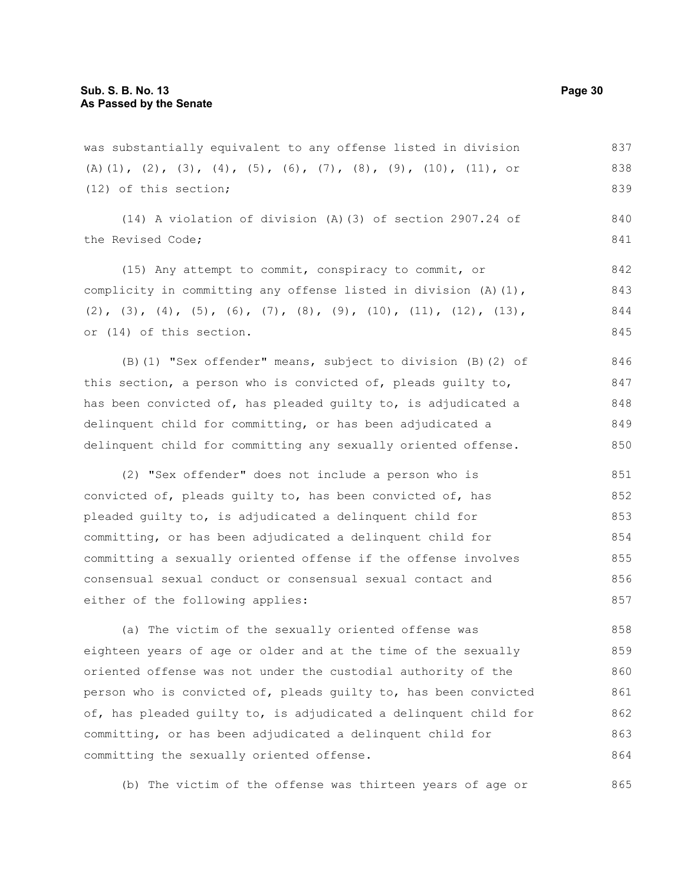was substantially equivalent to any offense listed in division (A)(1), (2), (3), (4), (5), (6), (7), (8), (9), (10), (11), or (12) of this section;

(14) A violation of division (A)(3) of section 2907.24 of the Revised Code;

(15) Any attempt to commit, conspiracy to commit, or complicity in committing any offense listed in division (A)(1), (2), (3), (4), (5), (6), (7), (8), (9), (10), (11), (12), (13), or (14) of this section.

(B)(1) "Sex offender" means, subject to division (B)(2) of this section, a person who is convicted of, pleads guilty to, has been convicted of, has pleaded guilty to, is adjudicated a delinquent child for committing, or has been adjudicated a delinquent child for committing any sexually oriented offense.

(2) "Sex offender" does not include a person who is convicted of, pleads guilty to, has been convicted of, has pleaded guilty to, is adjudicated a delinquent child for committing, or has been adjudicated a delinquent child for committing a sexually oriented offense if the offense involves consensual sexual conduct or consensual sexual contact and either of the following applies:

(a) The victim of the sexually oriented offense was eighteen years of age or older and at the time of the sexually oriented offense was not under the custodial authority of the person who is convicted of, pleads guilty to, has been convicted of, has pleaded guilty to, is adjudicated a delinquent child for committing, or has been adjudicated a delinquent child for committing the sexually oriented offense.

(b) The victim of the offense was thirteen years of age or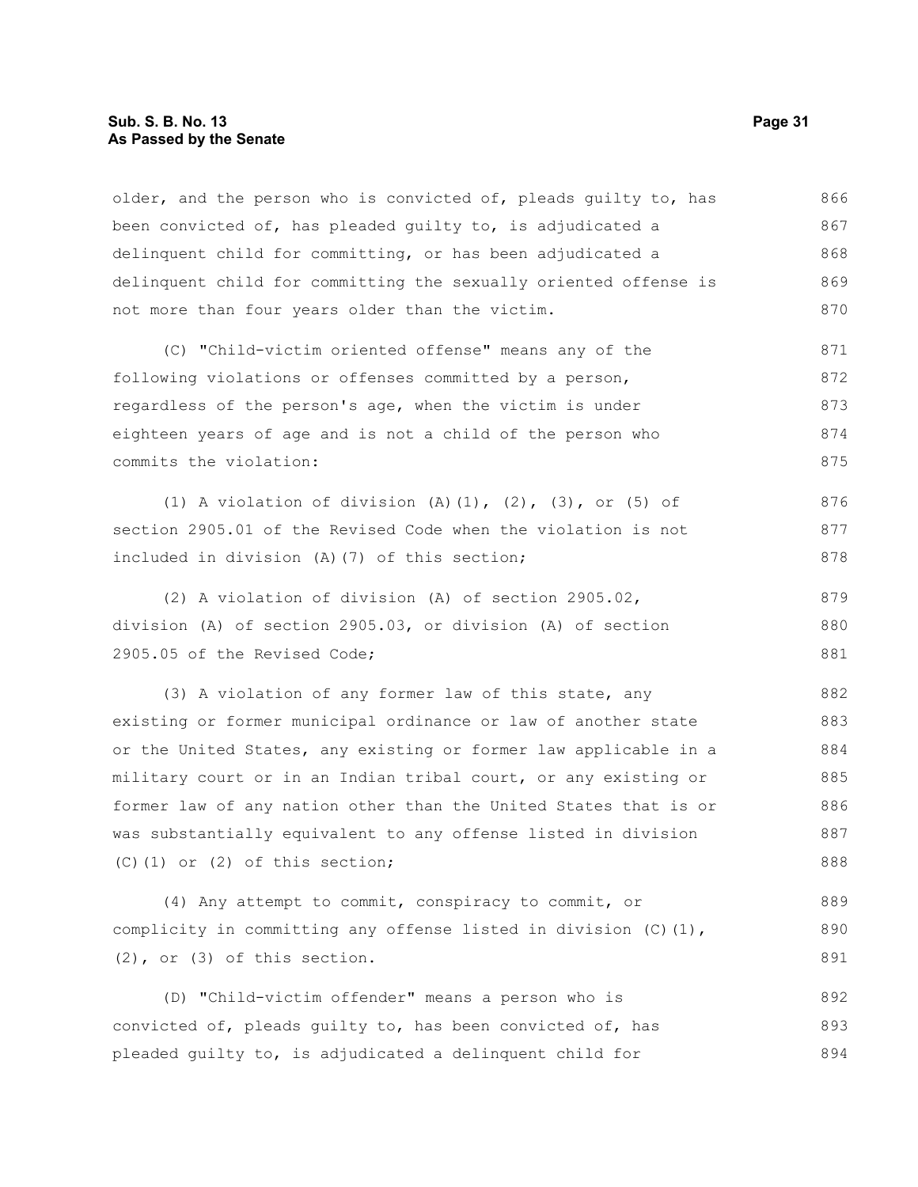older, and the person who is convicted of, pleads guilty to, has been convicted of, has pleaded guilty to, is adjudicated a delinquent child for committing, or has been adjudicated a delinquent child for committing the sexually oriented offense is not more than four years older than the victim.

(C) "Child-victim oriented offense" means any of the following violations or offenses committed by a person, regardless of the person's age, when the victim is under eighteen years of age and is not a child of the person who commits the violation:

(1) A violation of division (A)(1), (2), (3), or (5) of section 2905.01 of the Revised Code when the violation is not included in division (A)(7) of this section;

(2) A violation of division (A) of section 2905.02, division (A) of section 2905.03, or division (A) of section 2905.05 of the Revised Code;

(3) A violation of any former law of this state, any existing or former municipal ordinance or law of another state or the United States, any existing or former law applicable in a military court or in an Indian tribal court, or any existing or former law of any nation other than the United States that is or was substantially equivalent to any offense listed in division (C)(1) or (2) of this section;

(4) Any attempt to commit, conspiracy to commit, or complicity in committing any offense listed in division (C)(1), (2), or (3) of this section.

(D) "Child-victim offender" means a person who is convicted of, pleads guilty to, has been convicted of, has pleaded guilty to, is adjudicated a delinquent child for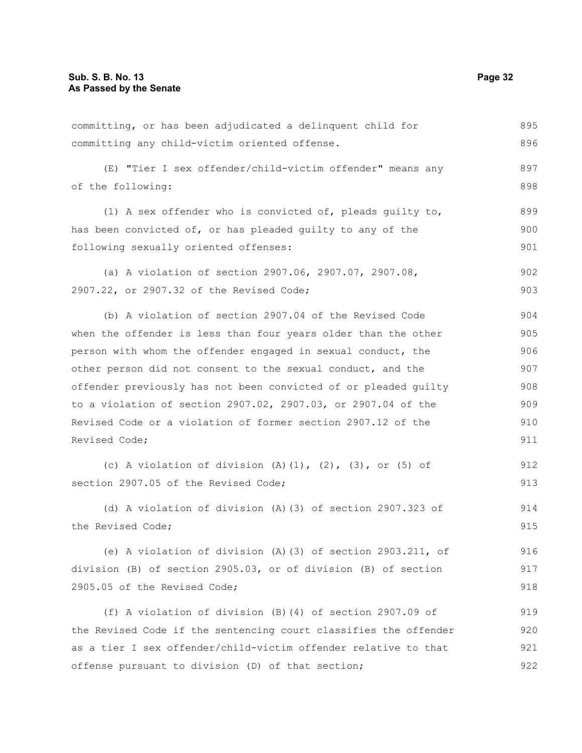committing, or has been adjudicated a delinquent child for committing any child-victim oriented offense.

(E) "Tier I sex offender/child-victim offender" means any of the following:

(1) A sex offender who is convicted of, pleads guilty to, has been convicted of, or has pleaded guilty to any of the following sexually oriented offenses:

(a) A violation of section 2907.06, 2907.07, 2907.08, 2907.22, or 2907.32 of the Revised Code;

(b) A violation of section 2907.04 of the Revised Code when the offender is less than four years older than the other person with whom the offender engaged in sexual conduct, the other person did not consent to the sexual conduct, and the offender previously has not been convicted of or pleaded guilty to a violation of section 2907.02, 2907.03, or 2907.04 of the Revised Code or a violation of former section 2907.12 of the Revised Code;

(c) A violation of division (A)(1), (2), (3), or (5) of section 2907.05 of the Revised Code;

(d) A violation of division (A)(3) of section 2907.323 of the Revised Code;

(e) A violation of division (A)(3) of section 2903.211, of division (B) of section 2905.03, or of division (B) of section 2905.05 of the Revised Code;

(f) A violation of division (B)(4) of section 2907.09 of the Revised Code if the sentencing court classifies the offender as a tier I sex offender/child-victim offender relative to that offense pursuant to division (D) of that section;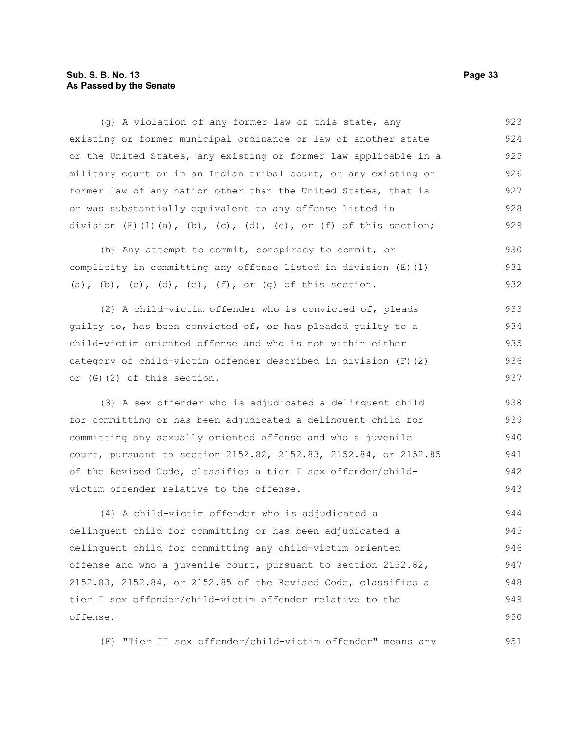(g) A violation of any former law of this state, any existing or former municipal ordinance or law of another state or the United States, any existing or former law applicable in a military court or in an Indian tribal court, or any existing or former law of any nation other than the United States, that is or was substantially equivalent to any offense listed in division (E)(1)(a), (b), (c), (d), (e), or (f) of this section;

(h) Any attempt to commit, conspiracy to commit, or complicity in committing any offense listed in division (E)(1)(a), (b), (c), (d), (e), (f), or (g) of this section.

(2) A child-victim offender who is convicted of, pleads guilty to, has been convicted of, or has pleaded guilty to a child-victim oriented offense and who is not within either category of child-victim offender described in division (F)(2) or (G)(2) of this section.

(3) A sex offender who is adjudicated a delinquent child for committing or has been adjudicated a delinquent child for committing any sexually oriented offense and who a juvenile court, pursuant to section 2152.82, 2152.83, 2152.84, or 2152.85 of the Revised Code, classifies a tier I sex offender/child-victim offender relative to the offense.

(4) A child-victim offender who is adjudicated a delinquent child for committing or has been adjudicated a delinquent child for committing any child-victim oriented offense and who a juvenile court, pursuant to section 2152.82, 2152.83, 2152.84, or 2152.85 of the Revised Code, classifies a tier I sex offender/child-victim offender relative to the offense.

(F) "Tier II sex offender/child-victim offender" means any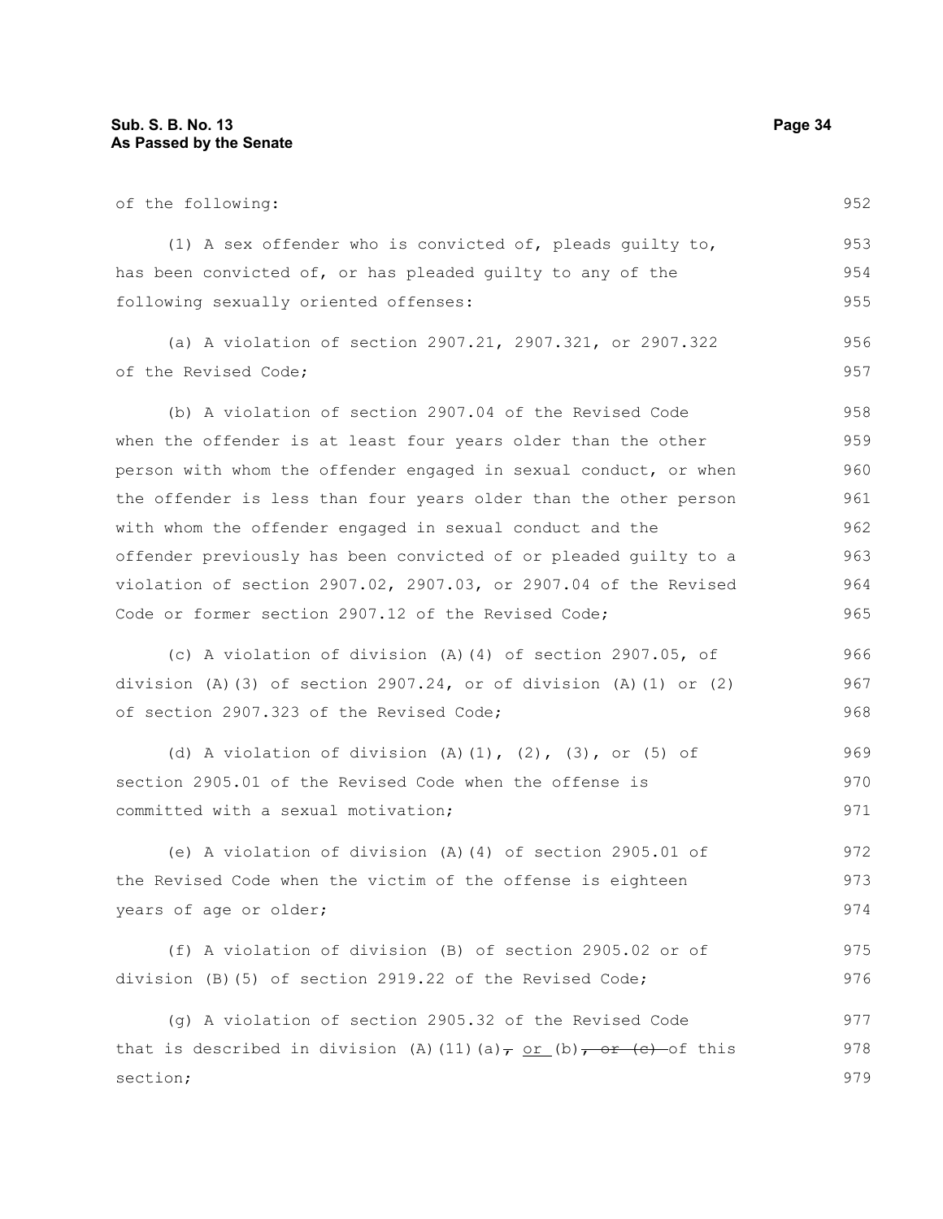of the following:

(1) A sex offender who is convicted of, pleads guilty to, has been convicted of, or has pleaded guilty to any of the following sexually oriented offenses:

(a) A violation of section 2907.21, 2907.321, or 2907.322 of the Revised Code;

(b) A violation of section 2907.04 of the Revised Code when the offender is at least four years older than the other person with whom the offender engaged in sexual conduct, or when the offender is less than four years older than the other person with whom the offender engaged in sexual conduct and the offender previously has been convicted of or pleaded guilty to a violation of section 2907.02, 2907.03, or 2907.04 of the Revised Code or former section 2907.12 of the Revised Code;

(c) A violation of division (A)(4) of section 2907.05, of division (A)(3) of section 2907.24, or of division (A)(1) or (2) of section 2907.323 of the Revised Code;

(d) A violation of division (A)(1), (2), (3), or (5) of section 2905.01 of the Revised Code when the offense is committed with a sexual motivation;

(e) A violation of division (A)(4) of section 2905.01 of the Revised Code when the victim of the offense is eighteen years of age or older;

(f) A violation of division (B) of section 2905.02 or of division (B)(5) of section 2919.22 of the Revised Code;

(g) A violation of section 2905.32 of the Revised Code that is described in division (A)(11)(a)~~,~~ or (b)~~, or (c)~~ of this section;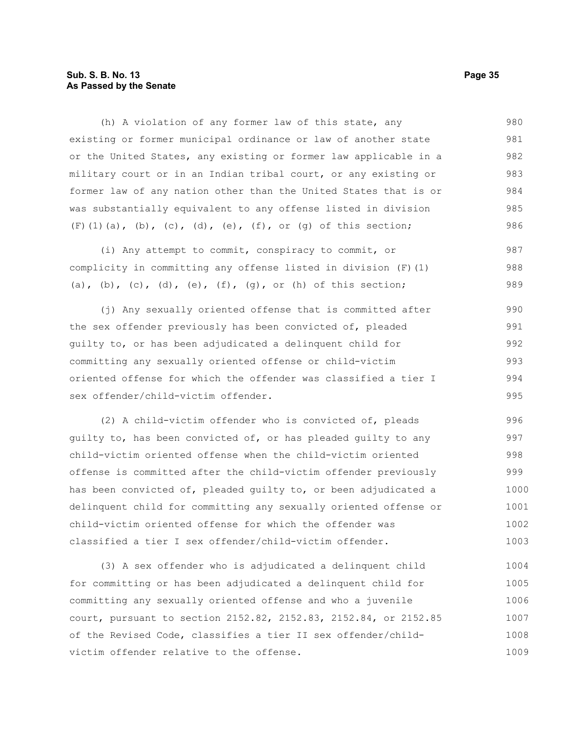(h) A violation of any former law of this state, any existing or former municipal ordinance or law of another state or the United States, any existing or former law applicable in a military court or in an Indian tribal court, or any existing or former law of any nation other than the United States that is or was substantially equivalent to any offense listed in division (F)(1)(a), (b), (c), (d), (e), (f), or (g) of this section;

(i) Any attempt to commit, conspiracy to commit, or complicity in committing any offense listed in division (F)(1)(a), (b), (c), (d), (e), (f), (g), or (h) of this section;

(j) Any sexually oriented offense that is committed after the sex offender previously has been convicted of, pleaded guilty to, or has been adjudicated a delinquent child for committing any sexually oriented offense or child-victim oriented offense for which the offender was classified a tier I sex offender/child-victim offender.

(2) A child-victim offender who is convicted of, pleads guilty to, has been convicted of, or has pleaded guilty to any child-victim oriented offense when the child-victim oriented offense is committed after the child-victim offender previously has been convicted of, pleaded guilty to, or been adjudicated a delinquent child for committing any sexually oriented offense or child-victim oriented offense for which the offender was classified a tier I sex offender/child-victim offender.

(3) A sex offender who is adjudicated a delinquent child for committing or has been adjudicated a delinquent child for committing any sexually oriented offense and who a juvenile court, pursuant to section 2152.82, 2152.83, 2152.84, or 2152.85 of the Revised Code, classifies a tier II sex offender/child-victim offender relative to the offense.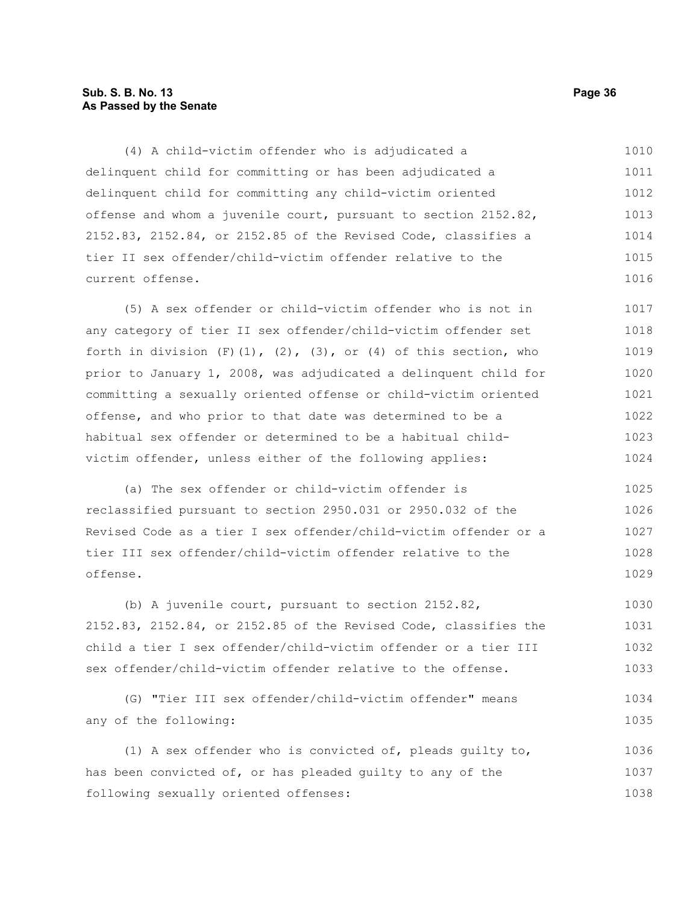(4) A child-victim offender who is adjudicated a delinquent child for committing or has been adjudicated a delinquent child for committing any child-victim oriented offense and whom a juvenile court, pursuant to section 2152.82, 2152.83, 2152.84, or 2152.85 of the Revised Code, classifies a tier II sex offender/child-victim offender relative to the current offense.

(5) A sex offender or child-victim offender who is not in any category of tier II sex offender/child-victim offender set forth in division (F)(1), (2), (3), or (4) of this section, who prior to January 1, 2008, was adjudicated a delinquent child for committing a sexually oriented offense or child-victim oriented offense, and who prior to that date was determined to be a habitual sex offender or determined to be a habitual child-victim offender, unless either of the following applies:

(a) The sex offender or child-victim offender is reclassified pursuant to section 2950.031 or 2950.032 of the Revised Code as a tier I sex offender/child-victim offender or a tier III sex offender/child-victim offender relative to the offense.

(b) A juvenile court, pursuant to section 2152.82, 2152.83, 2152.84, or 2152.85 of the Revised Code, classifies the child a tier I sex offender/child-victim offender or a tier III sex offender/child-victim offender relative to the offense.

(G) "Tier III sex offender/child-victim offender" means any of the following:

(1) A sex offender who is convicted of, pleads guilty to, has been convicted of, or has pleaded guilty to any of the following sexually oriented offenses: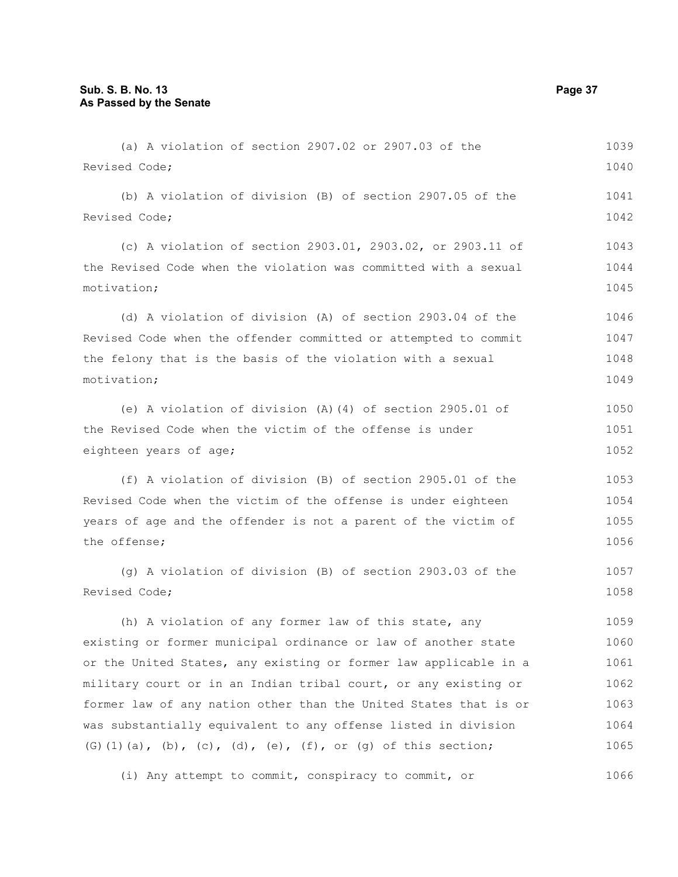(a) A violation of section 2907.02 or 2907.03 of the Revised Code;

(b) A violation of division (B) of section 2907.05 of the Revised Code;

(c) A violation of section 2903.01, 2903.02, or 2903.11 of the Revised Code when the violation was committed with a sexual motivation;

(d) A violation of division (A) of section 2903.04 of the Revised Code when the offender committed or attempted to commit the felony that is the basis of the violation with a sexual motivation;

(e) A violation of division (A)(4) of section 2905.01 of the Revised Code when the victim of the offense is under eighteen years of age;

(f) A violation of division (B) of section 2905.01 of the Revised Code when the victim of the offense is under eighteen years of age and the offender is not a parent of the victim of the offense;

(g) A violation of division (B) of section 2903.03 of the Revised Code;

(h) A violation of any former law of this state, any existing or former municipal ordinance or law of another state or the United States, any existing or former law applicable in a military court or in an Indian tribal court, or any existing or former law of any nation other than the United States that is or was substantially equivalent to any offense listed in division (G)(1)(a), (b), (c), (d), (e), (f), or (g) of this section;

(i) Any attempt to commit, conspiracy to commit, or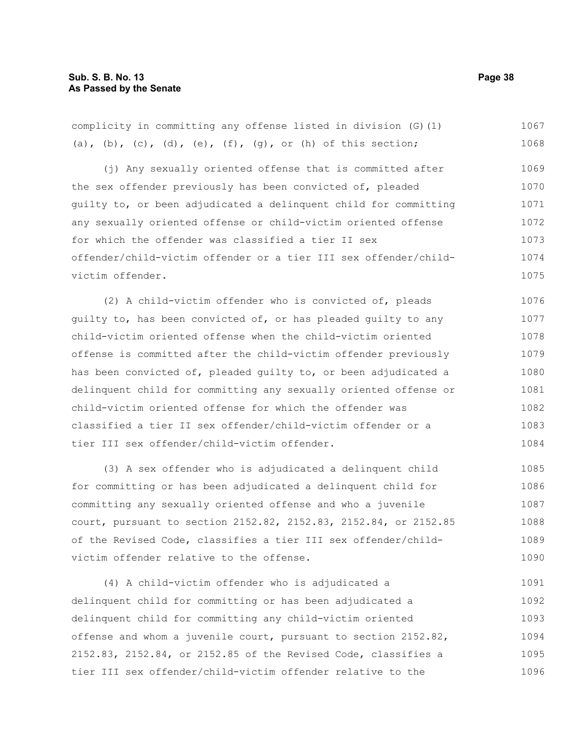complicity in committing any offense listed in division (G)(1) (a), (b), (c), (d), (e), (f), (g), or (h) of this section;

(j) Any sexually oriented offense that is committed after the sex offender previously has been convicted of, pleaded guilty to, or been adjudicated a delinquent child for committing any sexually oriented offense or child-victim oriented offense for which the offender was classified a tier II sex offender/child-victim offender or a tier III sex offender/child-victim offender.

(2) A child-victim offender who is convicted of, pleads guilty to, has been convicted of, or has pleaded guilty to any child-victim oriented offense when the child-victim oriented offense is committed after the child-victim offender previously has been convicted of, pleaded guilty to, or been adjudicated a delinquent child for committing any sexually oriented offense or child-victim oriented offense for which the offender was classified a tier II sex offender/child-victim offender or a tier III sex offender/child-victim offender.

(3) A sex offender who is adjudicated a delinquent child for committing or has been adjudicated a delinquent child for committing any sexually oriented offense and who a juvenile court, pursuant to section 2152.82, 2152.83, 2152.84, or 2152.85 of the Revised Code, classifies a tier III sex offender/child-victim offender relative to the offense.

(4) A child-victim offender who is adjudicated a delinquent child for committing or has been adjudicated a delinquent child for committing any child-victim oriented offense and whom a juvenile court, pursuant to section 2152.82, 2152.83, 2152.84, or 2152.85 of the Revised Code, classifies a tier III sex offender/child-victim offender relative to the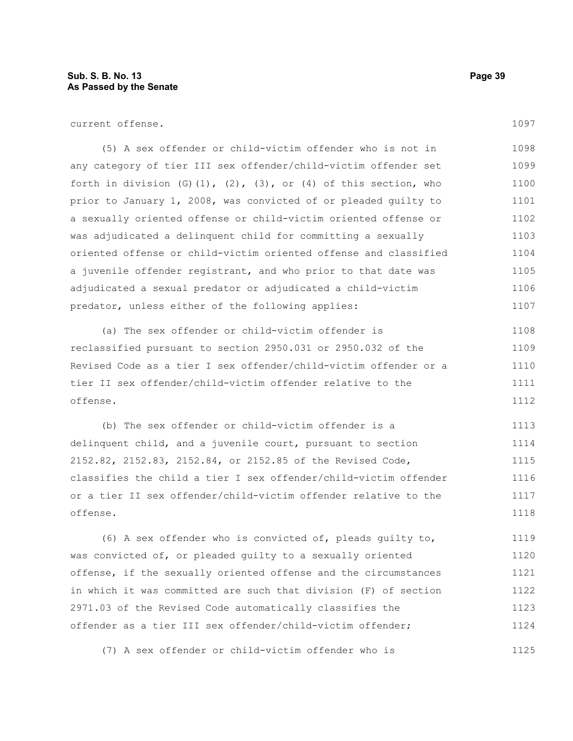current offense.

(5) A sex offender or child-victim offender who is not in any category of tier III sex offender/child-victim offender set forth in division (G)(1), (2), (3), or (4) of this section, who prior to January 1, 2008, was convicted of or pleaded guilty to a sexually oriented offense or child-victim oriented offense or was adjudicated a delinquent child for committing a sexually oriented offense or child-victim oriented offense and classified a juvenile offender registrant, and who prior to that date was adjudicated a sexual predator or adjudicated a child-victim predator, unless either of the following applies:

(a) The sex offender or child-victim offender is reclassified pursuant to section 2950.031 or 2950.032 of the Revised Code as a tier I sex offender/child-victim offender or a tier II sex offender/child-victim offender relative to the offense.

(b) The sex offender or child-victim offender is a delinquent child, and a juvenile court, pursuant to section 2152.82, 2152.83, 2152.84, or 2152.85 of the Revised Code, classifies the child a tier I sex offender/child-victim offender or a tier II sex offender/child-victim offender relative to the offense.

(6) A sex offender who is convicted of, pleads guilty to, was convicted of, or pleaded guilty to a sexually oriented offense, if the sexually oriented offense and the circumstances in which it was committed are such that division (F) of section 2971.03 of the Revised Code automatically classifies the offender as a tier III sex offender/child-victim offender;

(7) A sex offender or child-victim offender who is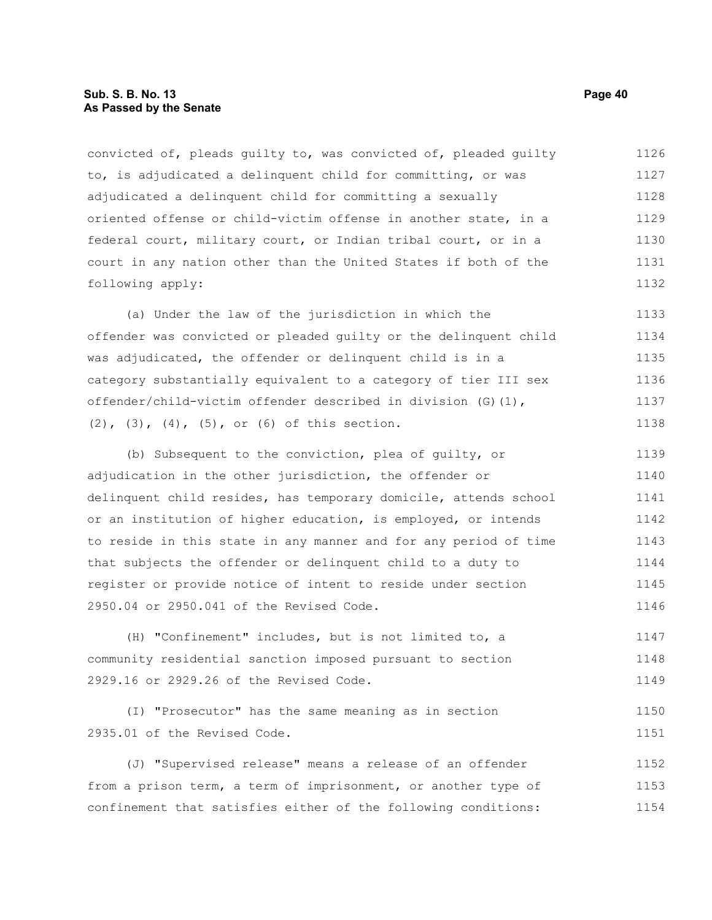convicted of, pleads guilty to, was convicted of, pleaded guilty to, is adjudicated a delinquent child for committing, or was adjudicated a delinquent child for committing a sexually oriented offense or child-victim offense in another state, in a federal court, military court, or Indian tribal court, or in a court in any nation other than the United States if both of the following apply:

(a) Under the law of the jurisdiction in which the offender was convicted or pleaded guilty or the delinquent child was adjudicated, the offender or delinquent child is in a category substantially equivalent to a category of tier III sex offender/child-victim offender described in division (G)(1), (2), (3), (4), (5), or (6) of this section.

(b) Subsequent to the conviction, plea of guilty, or adjudication in the other jurisdiction, the offender or delinquent child resides, has temporary domicile, attends school or an institution of higher education, is employed, or intends to reside in this state in any manner and for any period of time that subjects the offender or delinquent child to a duty to register or provide notice of intent to reside under section 2950.04 or 2950.041 of the Revised Code.

(H) "Confinement" includes, but is not limited to, a community residential sanction imposed pursuant to section 2929.16 or 2929.26 of the Revised Code.

(I) "Prosecutor" has the same meaning as in section 2935.01 of the Revised Code.

(J) "Supervised release" means a release of an offender from a prison term, a term of imprisonment, or another type of confinement that satisfies either of the following conditions: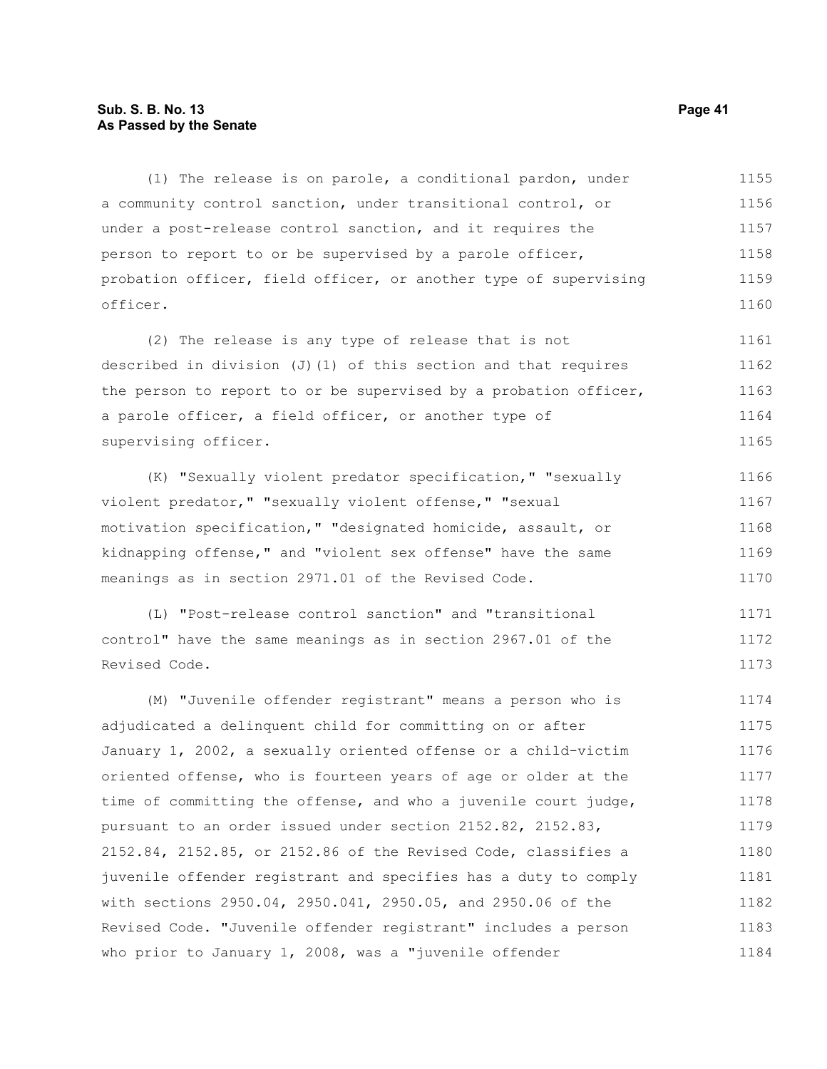(1) The release is on parole, a conditional pardon, under a community control sanction, under transitional control, or under a post-release control sanction, and it requires the person to report to or be supervised by a parole officer, probation officer, field officer, or another type of supervising officer.

(2) The release is any type of release that is not described in division (J)(1) of this section and that requires the person to report to or be supervised by a probation officer, a parole officer, a field officer, or another type of supervising officer.

(K) "Sexually violent predator specification," "sexually violent predator," "sexually violent offense," "sexual motivation specification," "designated homicide, assault, or kidnapping offense," and "violent sex offense" have the same meanings as in section 2971.01 of the Revised Code.

(L) "Post-release control sanction" and "transitional control" have the same meanings as in section 2967.01 of the Revised Code.

(M) "Juvenile offender registrant" means a person who is adjudicated a delinquent child for committing on or after January 1, 2002, a sexually oriented offense or a child-victim oriented offense, who is fourteen years of age or older at the time of committing the offense, and who a juvenile court judge, pursuant to an order issued under section 2152.82, 2152.83, 2152.84, 2152.85, or 2152.86 of the Revised Code, classifies a juvenile offender registrant and specifies has a duty to comply with sections 2950.04, 2950.041, 2950.05, and 2950.06 of the Revised Code. "Juvenile offender registrant" includes a person who prior to January 1, 2008, was a "juvenile offender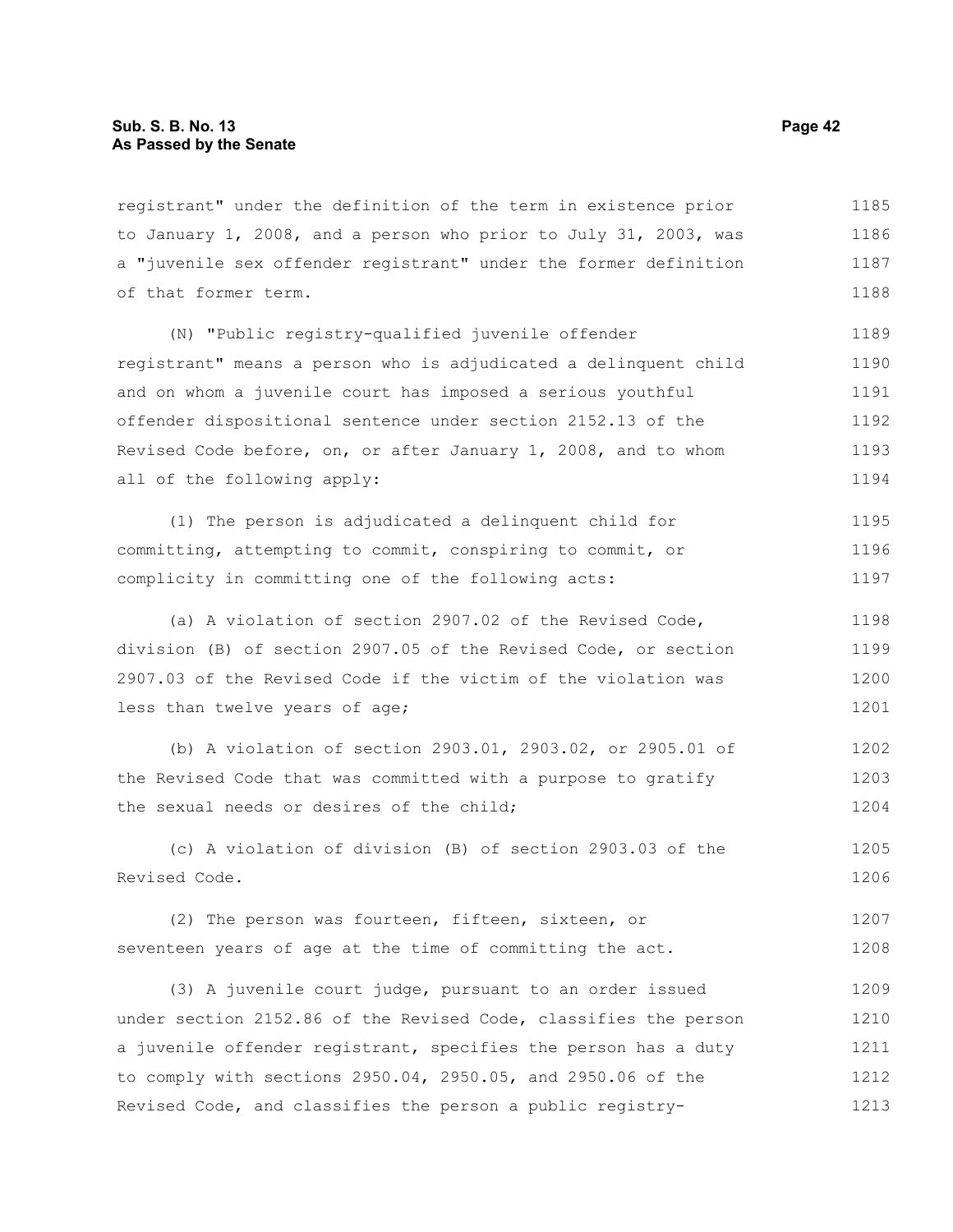registrant" under the definition of the term in existence prior to January 1, 2008, and a person who prior to July 31, 2003, was a "juvenile sex offender registrant" under the former definition of that former term.

(N) "Public registry-qualified juvenile offender registrant" means a person who is adjudicated a delinquent child and on whom a juvenile court has imposed a serious youthful offender dispositional sentence under section 2152.13 of the Revised Code before, on, or after January 1, 2008, and to whom all of the following apply:

(1) The person is adjudicated a delinquent child for committing, attempting to commit, conspiring to commit, or complicity in committing one of the following acts:

(a) A violation of section 2907.02 of the Revised Code, division (B) of section 2907.05 of the Revised Code, or section 2907.03 of the Revised Code if the victim of the violation was less than twelve years of age;

(b) A violation of section 2903.01, 2903.02, or 2905.01 of the Revised Code that was committed with a purpose to gratify the sexual needs or desires of the child;

(c) A violation of division (B) of section 2903.03 of the Revised Code.

(2) The person was fourteen, fifteen, sixteen, or seventeen years of age at the time of committing the act.

(3) A juvenile court judge, pursuant to an order issued under section 2152.86 of the Revised Code, classifies the person a juvenile offender registrant, specifies the person has a duty to comply with sections 2950.04, 2950.05, and 2950.06 of the Revised Code, and classifies the person a public registry-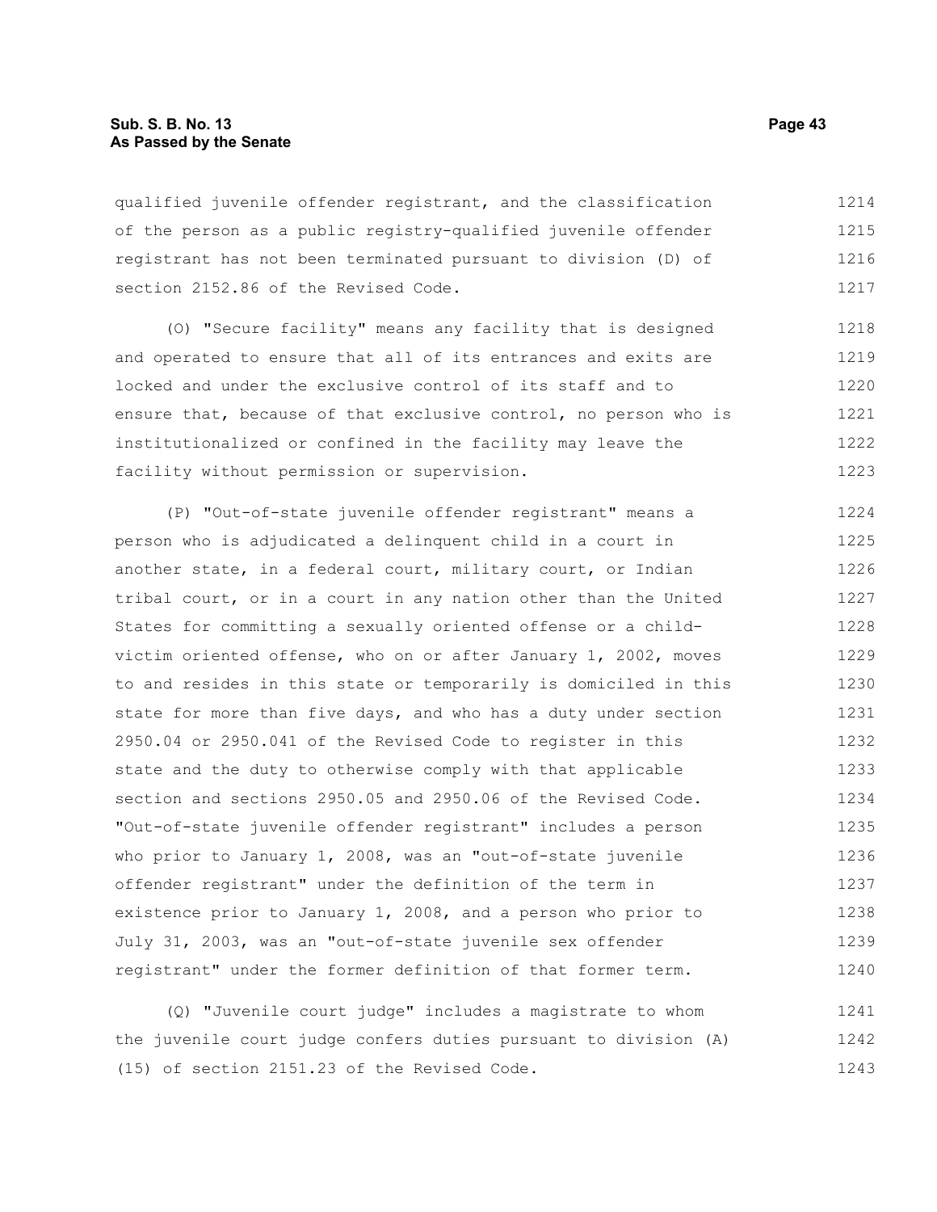qualified juvenile offender registrant, and the classification of the person as a public registry-qualified juvenile offender registrant has not been terminated pursuant to division (D) of section 2152.86 of the Revised Code.

(O) "Secure facility" means any facility that is designed and operated to ensure that all of its entrances and exits are locked and under the exclusive control of its staff and to ensure that, because of that exclusive control, no person who is institutionalized or confined in the facility may leave the facility without permission or supervision.

(P) "Out-of-state juvenile offender registrant" means a person who is adjudicated a delinquent child in a court in another state, in a federal court, military court, or Indian tribal court, or in a court in any nation other than the United States for committing a sexually oriented offense or a child-victim oriented offense, who on or after January 1, 2002, moves to and resides in this state or temporarily is domiciled in this state for more than five days, and who has a duty under section 2950.04 or 2950.041 of the Revised Code to register in this state and the duty to otherwise comply with that applicable section and sections 2950.05 and 2950.06 of the Revised Code. "Out-of-state juvenile offender registrant" includes a person who prior to January 1, 2008, was an "out-of-state juvenile offender registrant" under the definition of the term in existence prior to January 1, 2008, and a person who prior to July 31, 2003, was an "out-of-state juvenile sex offender registrant" under the former definition of that former term.

(Q) "Juvenile court judge" includes a magistrate to whom the juvenile court judge confers duties pursuant to division (A) (15) of section 2151.23 of the Revised Code.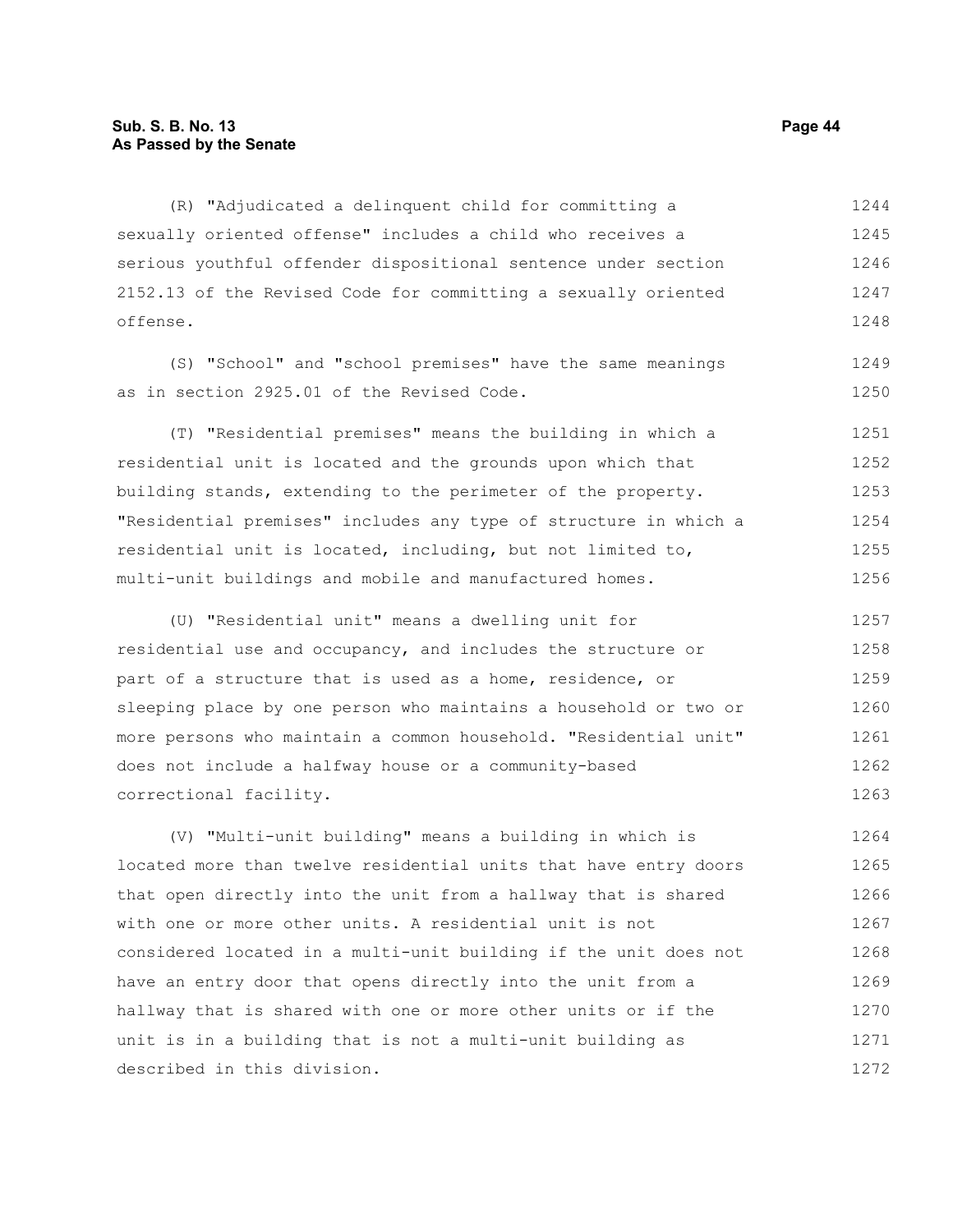(R) "Adjudicated a delinquent child for committing a sexually oriented offense" includes a child who receives a serious youthful offender dispositional sentence under section 2152.13 of the Revised Code for committing a sexually oriented offense.

(S) "School" and "school premises" have the same meanings as in section 2925.01 of the Revised Code.

(T) "Residential premises" means the building in which a residential unit is located and the grounds upon which that building stands, extending to the perimeter of the property. "Residential premises" includes any type of structure in which a residential unit is located, including, but not limited to, multi-unit buildings and mobile and manufactured homes.

(U) "Residential unit" means a dwelling unit for residential use and occupancy, and includes the structure or part of a structure that is used as a home, residence, or sleeping place by one person who maintains a household or two or more persons who maintain a common household. "Residential unit" does not include a halfway house or a community-based correctional facility.

(V) "Multi-unit building" means a building in which is located more than twelve residential units that have entry doors that open directly into the unit from a hallway that is shared with one or more other units. A residential unit is not considered located in a multi-unit building if the unit does not have an entry door that opens directly into the unit from a hallway that is shared with one or more other units or if the unit is in a building that is not a multi-unit building as described in this division.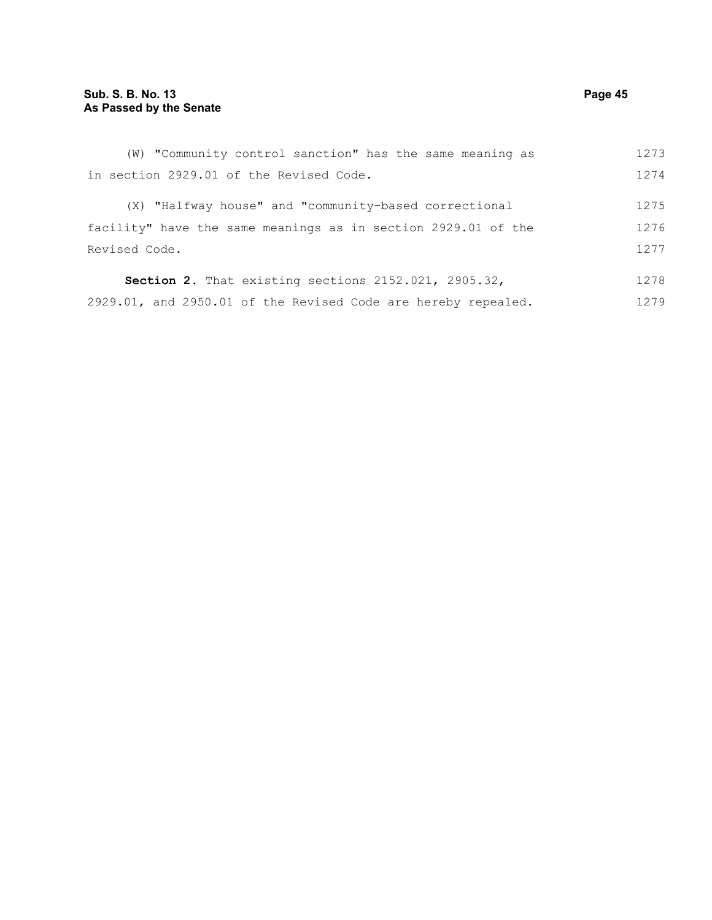(W) "Community control sanction" has the same meaning as in section 2929.01 of the Revised Code.

(X) "Halfway house" and "community-based correctional facility" have the same meanings as in section 2929.01 of the Revised Code.

**Section 2.** That existing sections 2152.021, 2905.32, 2929.01, and 2950.01 of the Revised Code are hereby repealed.